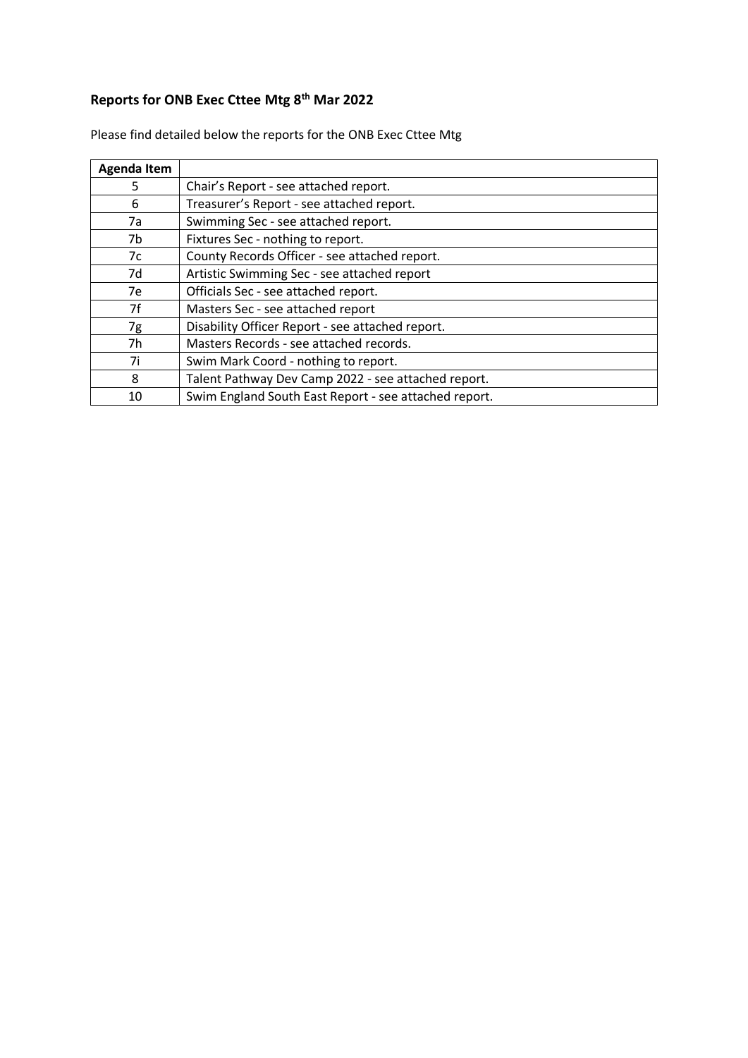## Reports for ONB Exec Cttee Mtg 8th Mar 2022

Please find detailed below the reports for the ONB Exec Cttee Mtg

| Agenda Item | |
|---|---|
| 5 | Chair's Report - see attached report. |
| 6 | Treasurer's Report - see attached report. |
| 7a | Swimming Sec - see attached report. |
| 7b | Fixtures Sec - nothing to report. |
| 7c | County Records Officer - see attached report. |
| 7d | Artistic Swimming Sec - see attached report |
| 7e | Officials Sec - see attached report. |
| 7f | Masters Sec - see attached report |
| 7g | Disability Officer Report - see attached report. |
| 7h | Masters Records - see attached records. |
| 7i | Swim Mark Coord - nothing to report. |
| 8 | Talent Pathway Dev Camp 2022 - see attached report. |
| 10 | Swim England South East Report - see attached report. |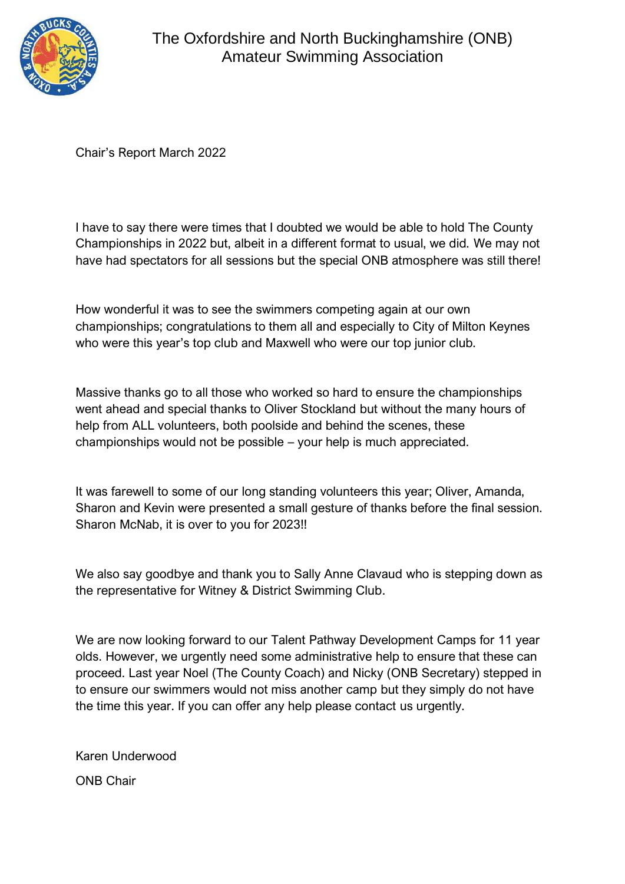# The Oxfordshire and North Buckinghamshire (ONB) Amateur Swimming Association

Chair's Report March 2022

I have to say there were times that I doubted we would be able to hold The County Championships in 2022 but, albeit in a different format to usual, we did. We may not have had spectators for all sessions but the special ONB atmosphere was still there!

How wonderful it was to see the swimmers competing again at our own championships; congratulations to them all and especially to City of Milton Keynes who were this year's top club and Maxwell who were our top junior club.

Massive thanks go to all those who worked so hard to ensure the championships went ahead and special thanks to Oliver Stockland but without the many hours of help from ALL volunteers, both poolside and behind the scenes, these championships would not be possible – your help is much appreciated.

It was farewell to some of our long standing volunteers this year; Oliver, Amanda, Sharon and Kevin were presented a small gesture of thanks before the final session. Sharon McNab, it is over to you for 2023!!

We also say goodbye and thank you to Sally Anne Clavaud who is stepping down as the representative for Witney & District Swimming Club.

We are now looking forward to our Talent Pathway Development Camps for 11 year olds. However, we urgently need some administrative help to ensure that these can proceed. Last year Noel (The County Coach) and Nicky (ONB Secretary) stepped in to ensure our swimmers would not miss another camp but they simply do not have the time this year. If you can offer any help please contact us urgently.

Karen Underwood

ONB Chair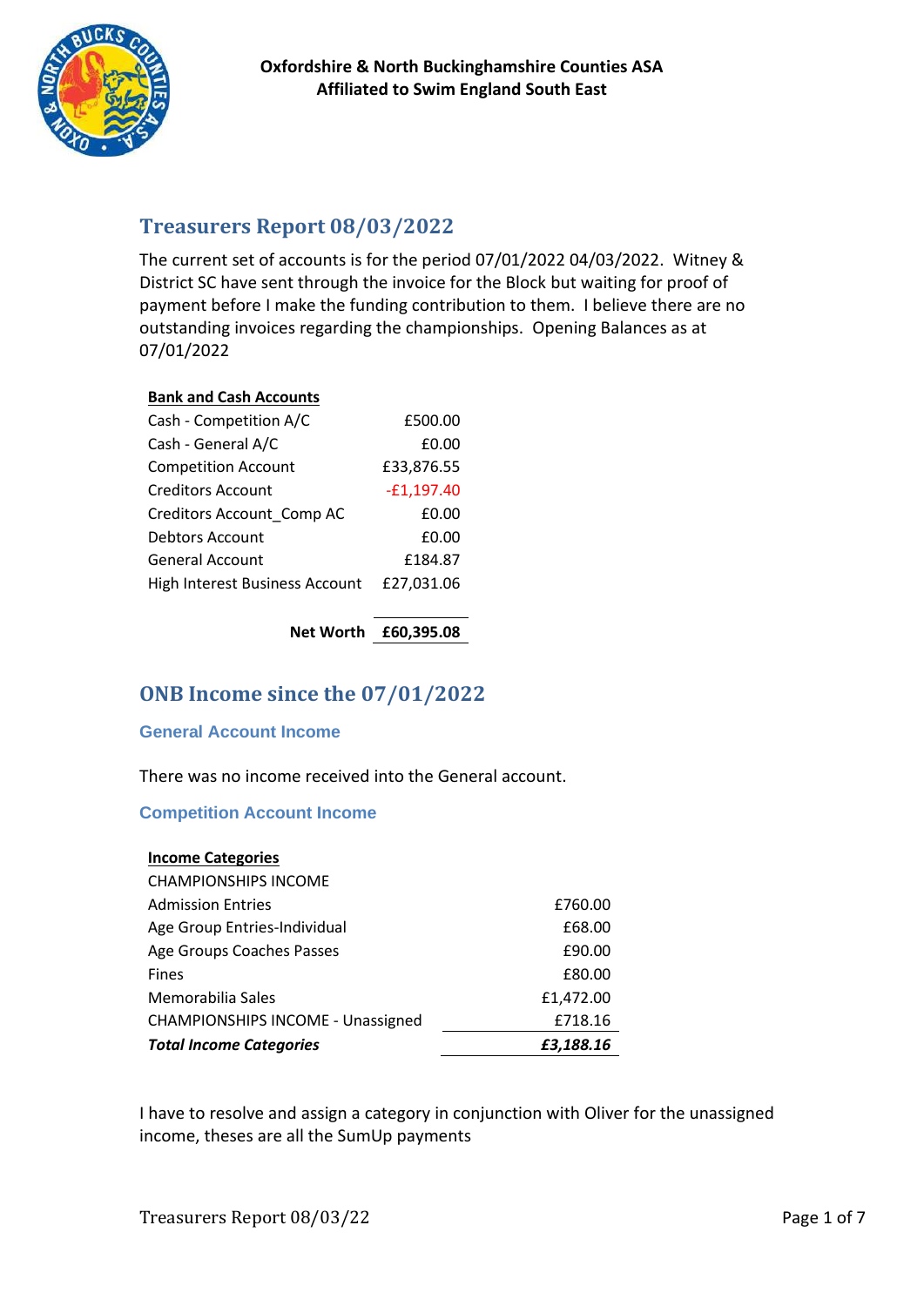**Oxfordshire & North Buckinghamshire Counties ASA**
**Affiliated to Swim England South East**

## Treasurers Report 08/03/2022

The current set of accounts is for the period 07/01/2022 04/03/2022. Witney & District SC have sent through the invoice for the Block but waiting for proof of payment before I make the funding contribution to them. I believe there are no outstanding invoices regarding the championships. Opening Balances as at 07/01/2022

| **Bank and Cash Accounts** | |
|---|---|
| Cash - Competition A/C | £500.00 |
| Cash - General A/C | £0.00 |
| Competition Account | £33,876.55 |
| Creditors Account | -£1,197.40 |
| Creditors Account_Comp AC | £0.00 |
| Debtors Account | £0.00 |
| General Account | £184.87 |
| High Interest Business Account | £27,031.06 |
| **Net Worth** | **£60,395.08** |

## ONB Income since the 07/01/2022

### General Account Income

There was no income received into the General account.

### Competition Account Income

| **Income Categories** | |
|---|---|
| CHAMPIONSHIPS INCOME | |
| Admission Entries | £760.00 |
| Age Group Entries-Individual | £68.00 |
| Age Groups Coaches Passes | £90.00 |
| Fines | £80.00 |
| Memorabilia Sales | £1,472.00 |
| CHAMPIONSHIPS INCOME - Unassigned | £718.16 |
| ***Total Income Categories*** | ***£3,188.16*** |

I have to resolve and assign a category in conjunction with Oliver for the unassigned income, theses are all the SumUp payments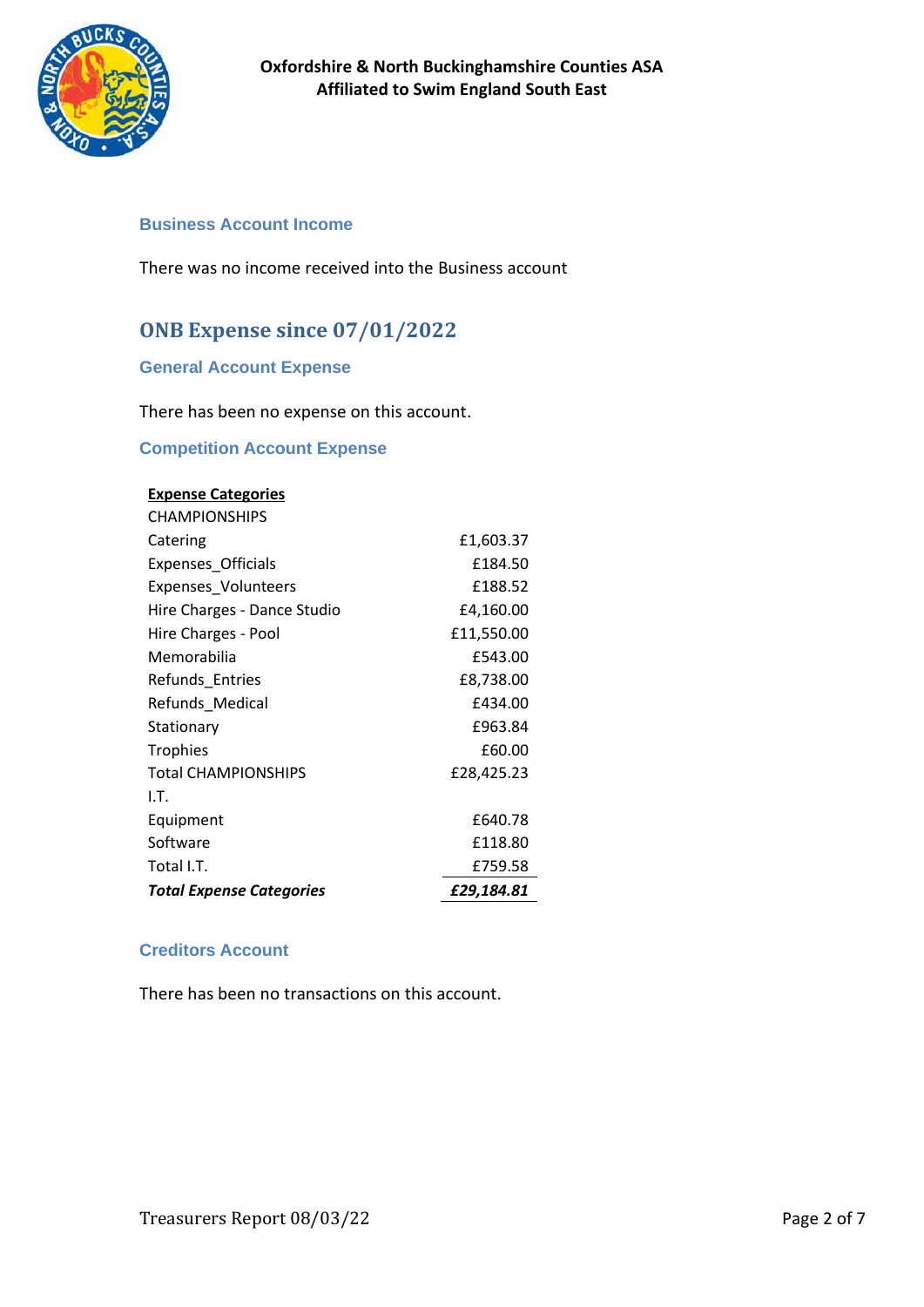**Oxfordshire & North Buckinghamshire Counties ASA**
**Affiliated to Swim England South East**

### Business Account Income

There was no income received into the Business account

## ONB Expense since 07/01/2022

### General Account Expense

There has been no expense on this account.

### Competition Account Expense

| **Expense Categories** | |
|---|---|
| CHAMPIONSHIPS | |
| Catering | £1,603.37 |
| Expenses_Officials | £184.50 |
| Expenses_Volunteers | £188.52 |
| Hire Charges - Dance Studio | £4,160.00 |
| Hire Charges - Pool | £11,550.00 |
| Memorabilia | £543.00 |
| Refunds_Entries | £8,738.00 |
| Refunds_Medical | £434.00 |
| Stationary | £963.84 |
| Trophies | £60.00 |
| Total CHAMPIONSHIPS | £28,425.23 |
| I.T. | |
| Equipment | £640.78 |
| Software | £118.80 |
| Total I.T. | £759.58 |
| ***Total Expense Categories*** | ***£29,184.81*** |

### Creditors Account

There has been no transactions on this account.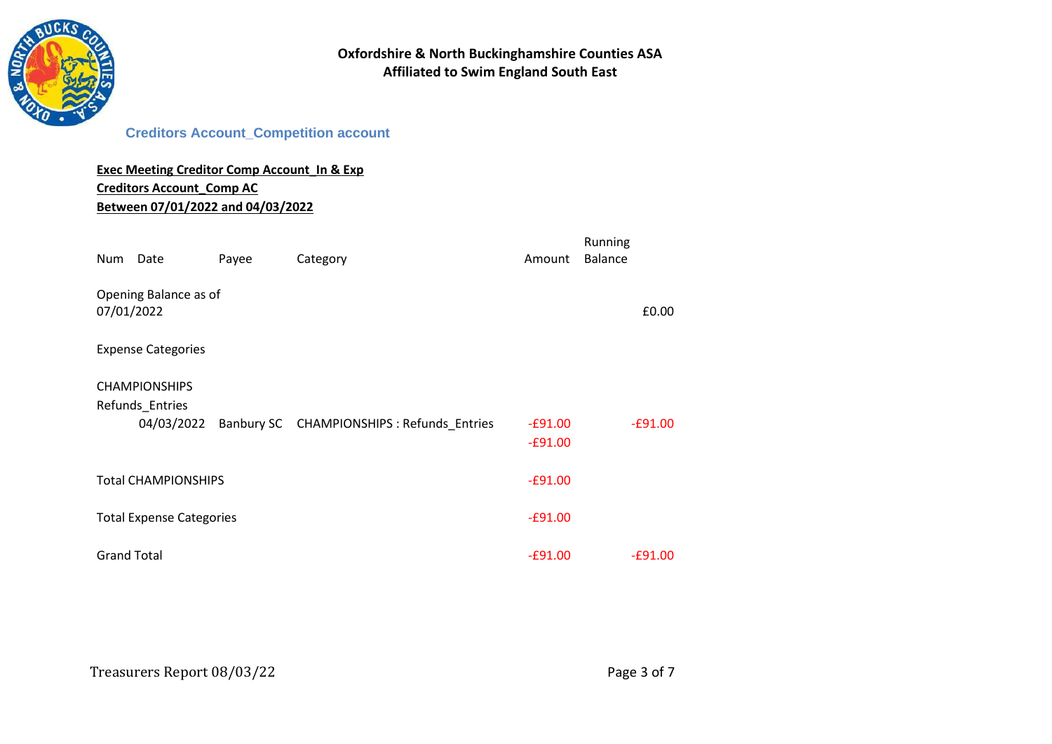**Oxfordshire & North Buckinghamshire Counties ASA**
**Affiliated to Swim England South East**

### Creditors Account_Competition account

**Exec Meeting Creditor Comp Account_In & Exp**
**Creditors Account_Comp AC**
**Between 07/01/2022 and 04/03/2022**

| Num | Date | Payee | Category | Amount | Running Balance |
|---|---|---|---|---|---|
| Opening Balance as of 07/01/2022 | | | | | £0.00 |
| Expense Categories | | | | | |
| CHAMPIONSHIPS | | | | | |
| Refunds_Entries | | | | | |
| | 04/03/2022 | Banbury SC | CHAMPIONSHIPS : Refunds_Entries | -£91.00 | -£91.00 |
| | | | | -£91.00 | |
| Total CHAMPIONSHIPS | | | | -£91.00 | |
| Total Expense Categories | | | | -£91.00 | |
| Grand Total | | | | -£91.00 | -£91.00 |

Treasurers Report 08/03/22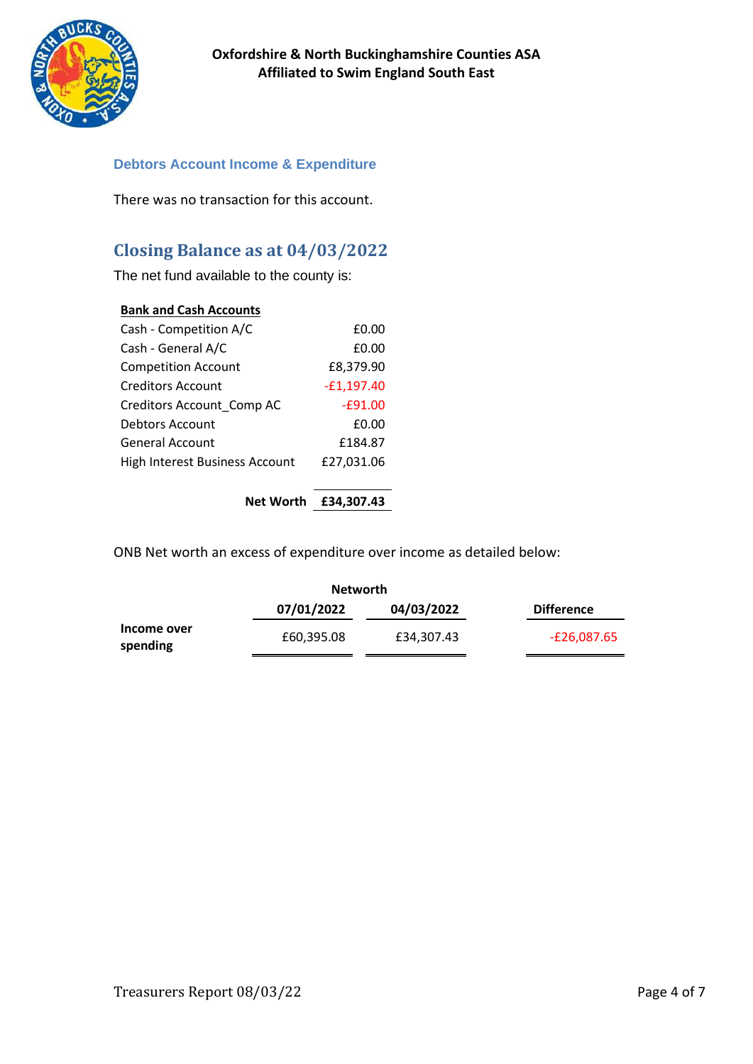Oxfordshire & North Buckinghamshire Counties ASA
Affiliated to Swim England South East

### Debtors Account Income & Expenditure

There was no transaction for this account.

## Closing Balance as at 04/03/2022

The net fund available to the county is:

| **Bank and Cash Accounts** | |
|---|---|
| Cash - Competition A/C | £0.00 |
| Cash - General A/C | £0.00 |
| Competition Account | £8,379.90 |
| Creditors Account | -£1,197.40 |
| Creditors Account_Comp AC | -£91.00 |
| Debtors Account | £0.00 |
| General Account | £184.87 |
| High Interest Business Account | £27,031.06 |
| **Net Worth** | **£34,307.43** |

ONB Net worth an excess of expenditure over income as detailed below:

| | Networth | | |
|---|---|---|---|
| | **07/01/2022** | **04/03/2022** | **Difference** |
| **Income over spending** | £60,395.08 | £34,307.43 | -£26,087.65 |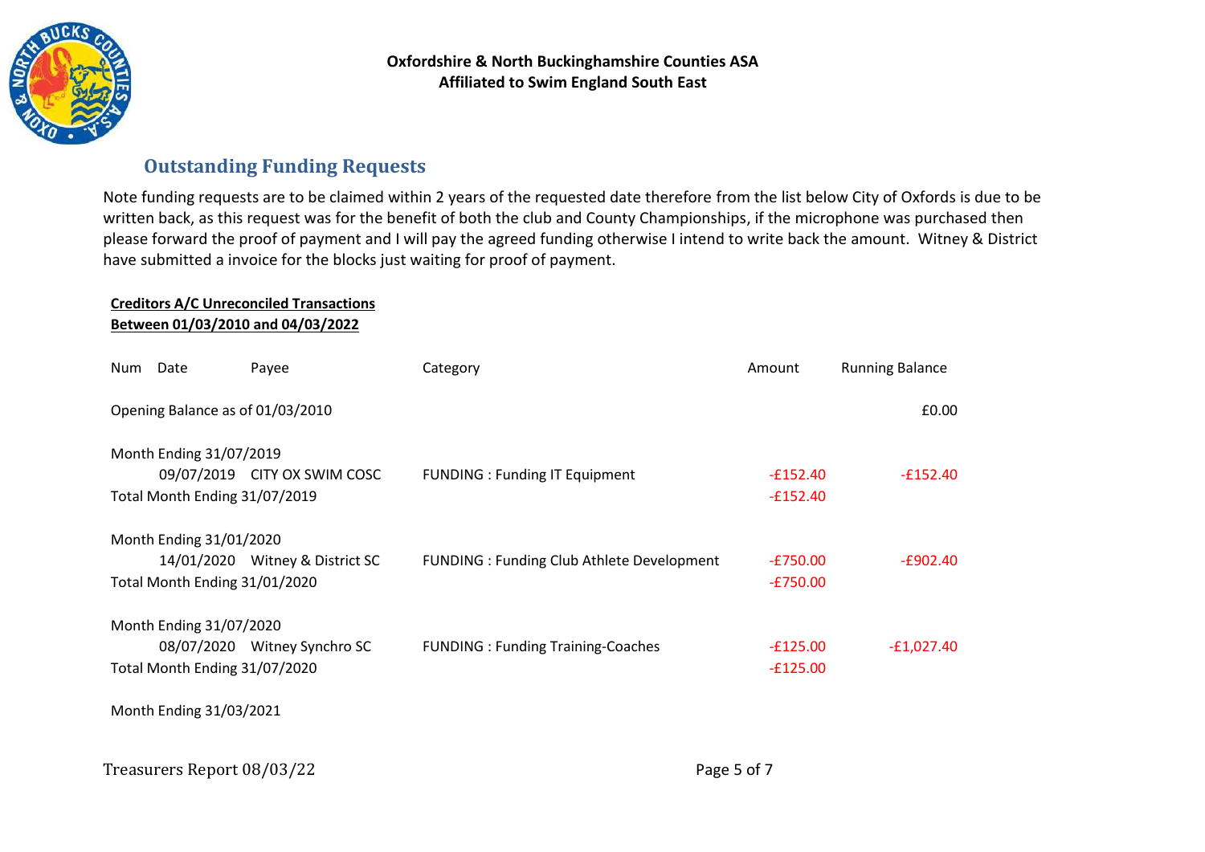**Oxfordshire & North Buckinghamshire Counties ASA**
**Affiliated to Swim England South East**

## Outstanding Funding Requests

Note funding requests are to be claimed within 2 years of the requested date therefore from the list below City of Oxfords is due to be written back, as this request was for the benefit of both the club and County Championships, if the microphone was purchased then please forward the proof of payment and I will pay the agreed funding otherwise I intend to write back the amount. Witney & District have submitted a invoice for the blocks just waiting for proof of payment.

**Creditors A/C Unreconciled Transactions**
**Between 01/03/2010 and 04/03/2022**

| Num | Date | Payee | Category | Amount | Running Balance |
|---|---|---|---|---|---|
| Opening Balance as of 01/03/2010 | | | | | £0.00 |
| Month Ending 31/07/2019 | | | | | |
| | 09/07/2019 | CITY OX SWIM COSC | FUNDING : Funding IT Equipment | -£152.40 | -£152.40 |
| Total Month Ending 31/07/2019 | | | | -£152.40 | |
| Month Ending 31/01/2020 | | | | | |
| | 14/01/2020 | Witney & District SC | FUNDING : Funding Club Athlete Development | -£750.00 | -£902.40 |
| Total Month Ending 31/01/2020 | | | | -£750.00 | |
| Month Ending 31/07/2020 | | | | | |
| | 08/07/2020 | Witney Synchro SC | FUNDING : Funding Training-Coaches | -£125.00 | -£1,027.40 |
| Total Month Ending 31/07/2020 | | | | -£125.00 | |
| Month Ending 31/03/2021 | | | | | |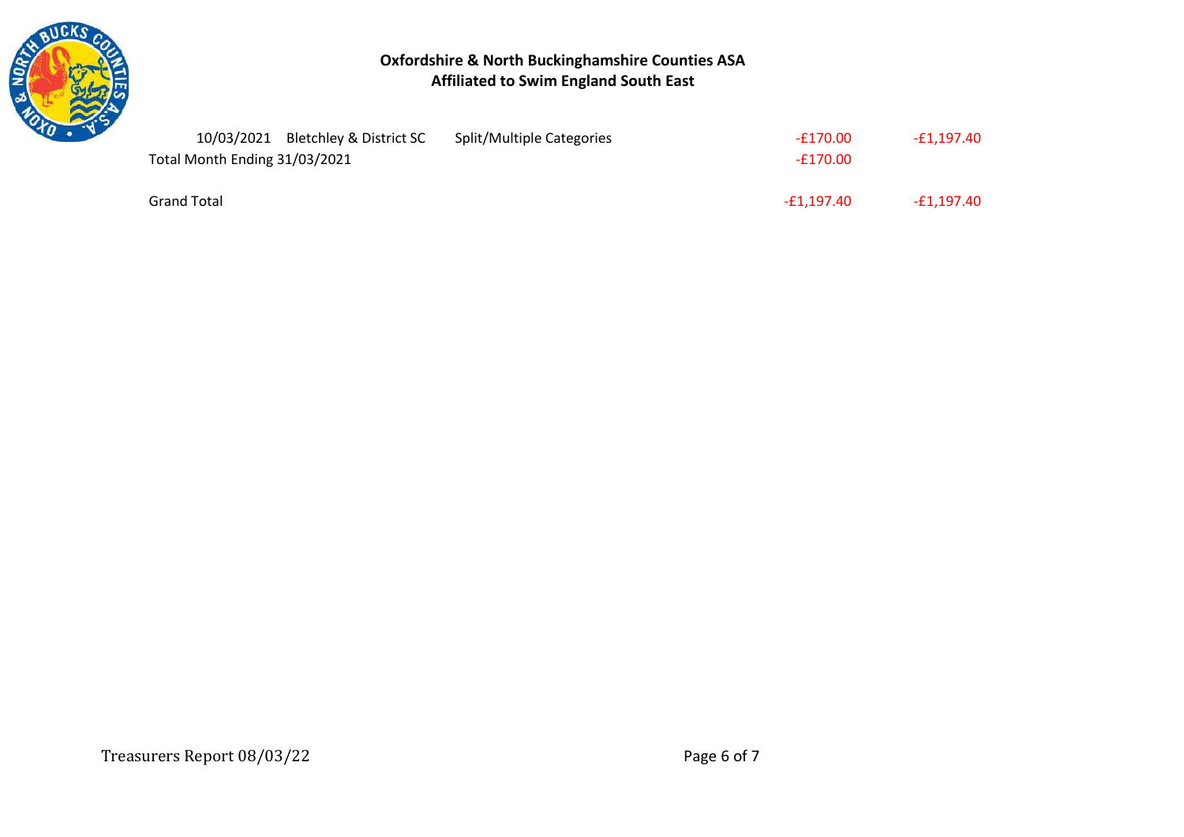**Oxfordshire & North Buckinghamshire Counties ASA**
**Affiliated to Swim England South East**

| Date | Name | Category | Amount | Balance |
|---|---|---|---|---|
| 10/03/2021 | Bletchley & District SC | Split/Multiple Categories | -£170.00 | -£1,197.40 |
| Total Month Ending 31/03/2021 | | | -£170.00 | |
| Grand Total | | | -£1,197.40 | -£1,197.40 |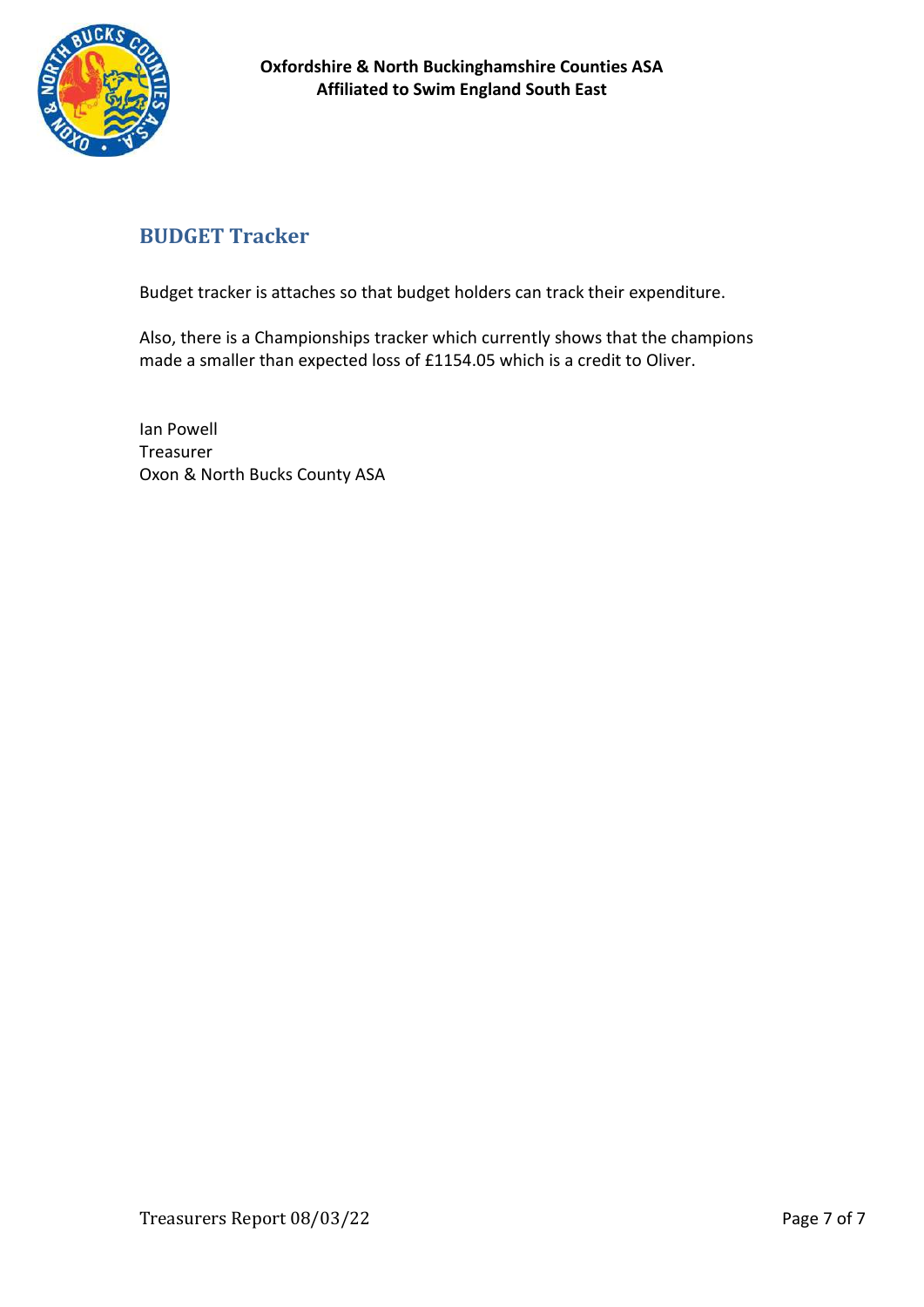## BUDGET Tracker

Budget tracker is attaches so that budget holders can track their expenditure.

Also, there is a Championships tracker which currently shows that the champions made a smaller than expected loss of £1154.05 which is a credit to Oliver.

Ian Powell
Treasurer
Oxon & North Bucks County ASA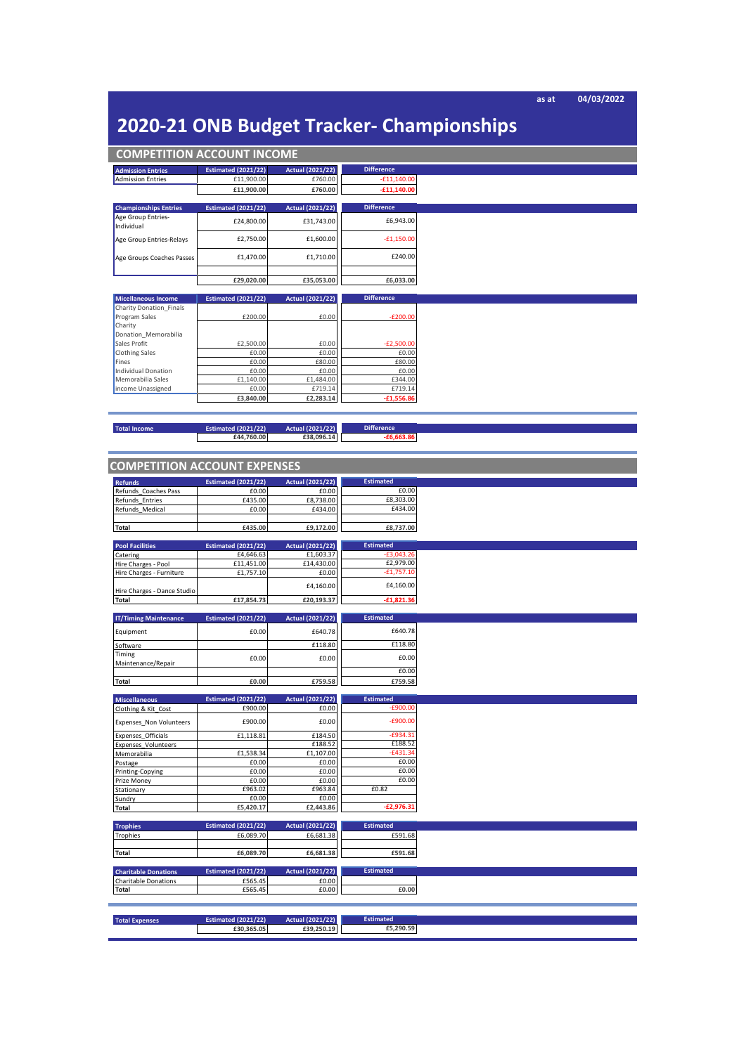as at 04/03/2022

# 2020-21 ONB Budget Tracker- Championships

## COMPETITION ACCOUNT INCOME

| Admission Entries | Estimated (2021/22) | Actual (2021/22) | Difference |
|---|---|---|---|
| Admission Entries | £11,900.00 | £760.00 | -£11,140.00 |
| | **£11,900.00** | **£760.00** | **-£11,140.00** |

| Championships Entries | Estimated (2021/22) | Actual (2021/22) | Difference |
|---|---|---|---|
| Age Group Entries-Individual | £24,800.00 | £31,743.00 | £6,943.00 |
| Age Group Entries-Relays | £2,750.00 | £1,600.00 | -£1,150.00 |
| Age Groups Coaches Passes | £1,470.00 | £1,710.00 | £240.00 |
| | | | |
| | **£29,020.00** | **£35,053.00** | **£6,033.00** |

| Micellaneous Income | Estimated (2021/22) | Actual (2021/22) | Difference |
|---|---|---|---|
| Charity Donation_Finals | | | |
| Program Sales | £200.00 | £0.00 | -£200.00 |
| Charity Donation_Memorabilia Sales Profit | £2,500.00 | £0.00 | -£2,500.00 |
| Clothing Sales | £0.00 | £0.00 | £0.00 |
| Fines | £0.00 | £80.00 | £80.00 |
| Individual Donation | £0.00 | £0.00 | £0.00 |
| Memorabilia Sales | £1,140.00 | £1,484.00 | £344.00 |
| income Unassigned | £0.00 | £719.14 | £719.14 |
| | **£3,840.00** | **£2,283.14** | **-£1,556.86** |

| Total Income | Estimated (2021/22) | Actual (2021/22) | Difference |
|---|---|---|---|
| | **£44,760.00** | **£38,096.14** | **-£6,663.86** |

## COMPETITION ACCOUNT EXPENSES

| Refunds | Estimated (2021/22) | Actual (2021/22) | Estimated |
|---|---|---|---|
| Refunds_Coaches Pass | £0.00 | £0.00 | £0.00 |
| Refunds_Entries | £435.00 | £8,738.00 | £8,303.00 |
| Refunds_Medical | £0.00 | £434.00 | £434.00 |
| | | | |
| **Total** | **£435.00** | **£9,172.00** | **£8,737.00** |

| Pool Facilities | Estimated (2021/22) | Actual (2021/22) | Estimated |
|---|---|---|---|
| Catering | £4,646.63 | £1,603.37 | -£3,043.26 |
| Hire Charges - Pool | £11,451.00 | £14,430.00 | £2,979.00 |
| Hire Charges - Furniture | £1,757.10 | £0.00 | -£1,757.10 |
| Hire Charges - Dance Studio | | £4,160.00 | £4,160.00 |
| **Total** | **£17,854.73** | **£20,193.37** | **-£1,821.36** |

| IT/Timing Maintenance | Estimated (2021/22) | Actual (2021/22) | Estimated |
|---|---|---|---|
| Equipment | £0.00 | £640.78 | £640.78 |
| Software | | £118.80 | £118.80 |
| Timing Maintenance/Repair | £0.00 | £0.00 | £0.00 |
| | | | £0.00 |
| **Total** | **£0.00** | **£759.58** | **£759.58** |

| Miscellaneous | Estimated (2021/22) | Actual (2021/22) | Estimated |
|---|---|---|---|
| Clothing & Kit_Cost | £900.00 | £0.00 | -£900.00 |
| Expenses_Non Volunteers | £900.00 | £0.00 | -£900.00 |
| Expenses_Officials | £1,118.81 | £184.50 | -£934.31 |
| Expenses_Volunteers | | £188.52 | £188.52 |
| Memorabilia | £1,538.34 | £1,107.00 | -£431.34 |
| Postage | £0.00 | £0.00 | £0.00 |
| Printing-Copying | £0.00 | £0.00 | £0.00 |
| Prize Money | £0.00 | £0.00 | £0.00 |
| Stationary | £963.02 | £963.84 | £0.82 |
| Sundry | £0.00 | £0.00 | |
| **Total** | **£5,420.17** | **£2,443.86** | **-£2,976.31** |

| Trophies | Estimated (2021/22) | Actual (2021/22) | Estimated |
|---|---|---|---|
| Trophies | £6,089.70 | £6,681.38 | £591.68 |
| | | | |
| **Total** | **£6,089.70** | **£6,681.38** | **£591.68** |

| Charitable Donations | Estimated (2021/22) | Actual (2021/22) | Estimated |
|---|---|---|---|
| Charitable Donations | £565.45 | £0.00 | |
| **Total** | **£565.45** | **£0.00** | **£0.00** |

| Total Expenses | Estimated (2021/22) | Actual (2021/22) | Estimated |
|---|---|---|---|
| | **£30,365.05** | **£39,250.19** | **£5,290.59** |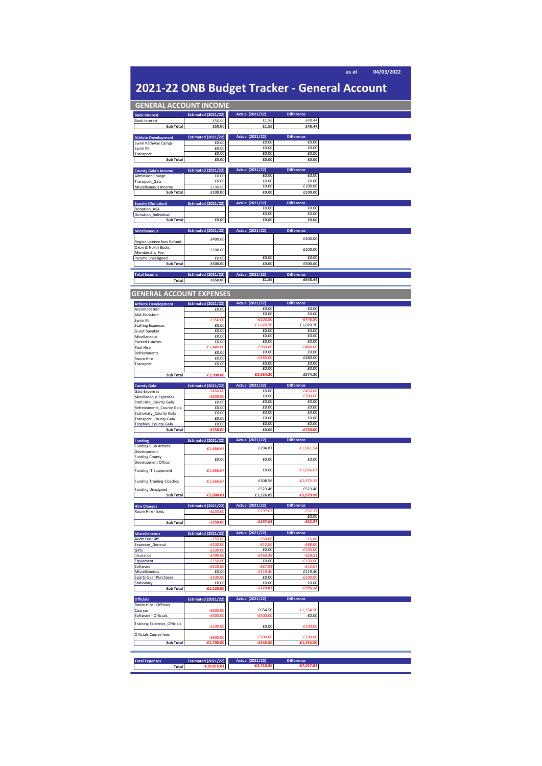as at 04/03/2022

# 2021-22 ONB Budget Tracker - General Account

## GENERAL ACCOUNT INCOME

| Bank Interest | Estimated (2021/22) | Actual (2021/22) | Difference |
|---|---|---|---|
| Bank Interest | £50.00 | £1.56 | £48.44 |
| Sub Total | £50.00 | £1.56 | £48.44 |

| Athlete Development | Estimated (2021/22) | Actual (2021/22) | Difference |
|---|---|---|---|
| Swim Pathway Camps | £0.00 | £0.00 | £0.00 |
| Swim Kit | £0.00 | £0.00 | £0.00 |
| Transport | £0.00 | £0.00 | £0.00 |
| Sub Total | £0.00 | £0.00 | £0.00 |

| County Gala's Income | Estimated (2021/22) | Actual (2021/22) | Difference |
|---|---|---|---|
| Admission Charge | £0.00 | £0.00 | £0.00 |
| Transport_Gala | £0.00 | £0.00 | £0.00 |
| Miscellaneous Income | £100.00 | £0.00 | £100.00 |
| Sub Total | £100.00 | £0.00 | £100.00 |

| Sundry (Donation) | Estimated (2021/22) | Actual (2021/22) | Difference |
|---|---|---|---|
| Donation_ASA | | £0.00 | £0.00 |
| Donation_Individual | | £0.00 | £0.00 |
| Sub Total | £0.00 | £0.00 | £0.00 |

| Micellaneous | Estimated (2021/22) | Actual (2021/22) | Difference |
|---|---|---|---|
| Region Licence fees Refund | £400.00 | | £400.00 |
| Oxon & North Bucks Membership Fee | £100.00 | | £100.00 |
| Income unassigned | £0.00 | £0.00 | £0.00 |
| Sub Total | £500.00 | £0.00 | £500.00 |

| Total Income | Estimated (2021/22) | Actual (2021/22) | Difference |
|---|---|---|---|
| Total | £650.00 | £1.56 | £648.44 |

## GENERAL ACCOUNT EXPENSES

| Athlete Development | Estimated (2021/22) | Actual (2021/22) | Difference |
|---|---|---|---|
| Accomadation | £0.00 | £0.00 | £0.00 |
| ASA Donation | | £0.00 | £0.00 |
| Swim Kit | -£550.00 | -£103.50 | -£446.50 |
| Staffing Expenses | £0.00 | -£1,020.70 | £1,020.70 |
| Guest Speaker | £0.00 | £0.00 | £0.00 |
| Micellaneous | £0.00 | £0.00 | £0.00 |
| Packed Lunches | £0.00 | £0.00 | £0.00 |
| Pool Hire | -£1,440.00 | -£960.00 | -£480.00 |
| Refreshments | £0.00 | £0.00 | £0.00 |
| Room Hire | £0.00 | -£480.00 | £480.00 |
| Transport | £0.00 | £0.00 | £0.00 |
| | | £0.00 | £0.00 |
| Sub Total | -£1,990.00 | -£2,564.20 | £574.20 |

| County Gala | Estimated (2021/22) | Actual (2021/22) | Difference |
|---|---|---|---|
| Gala Expenses | -£450.00 | £0.00 | -£450.00 |
| Micellaneous Expenses | -£300.00 | £0.00 | -£300.00 |
| Pool Hire_County Gala | £0.00 | £0.00 | £0.00 |
| Refreshments_County Gala | £0.00 | £0.00 | £0.00 |
| Stationary_County Gala | £0.00 | £0.00 | £0.00 |
| Transport_County Gala | £0.00 | £0.00 | £0.00 |
| Trophies_County Gala | £0.00 | £0.00 | £0.00 |
| Sub Total | -£750.00 | £0.00 | -£750.00 |

| Funding | Estimated (2021/22) | Actual (2021/22) | Difference |
|---|---|---|---|
| Funding Club Athlete Development | -£1,666.67 | £294.87 | -£1,961.54 |
| Funding County Development Officer | £0.00 | £0.00 | £0.00 |
| Funding IT Equipment | -£1,666.67 | £0.00 | -£1,666.67 |
| Funding Training-Coaches | -£1,666.67 | £308.56 | -£1,975.23 |
| Funding Unasigned | | £523.46 | £523.46 |
| Sub Total | -£5,000.01 | £1,126.89 | -£5,079.98 |

| Hire Charges | Estimated (2021/22) | Actual (2021/22) | Difference |
|---|---|---|---|
| Room Hire - Exec | -£250.00 | -£197.63 | -£52.37 |
| | | | £0.00 |
| Sub Total | -£250.00 | -£197.63 | -£52.37 |

| Miscellaneous | Estimated (2021/22) | Actual (2021/22) | Difference |
|---|---|---|---|
| Audit Fee-Gift | -£55.00 | -£50.00 | -£5.00 |
| Expenses_General | -£100.00 | -£12.00 | -£88.00 |
| Gifts | -£100.00 | £0.00 | -£100.00 |
| Insurance | -£490.00 | -£460.49 | -£29.51 |
| Equipment | -£150.00 | £0.00 | -£150.00 |
| Software | -£130.00 | -£87.93 | -£42.07 |
| Miscellaneous | £0.00 | -£119.40 | £119.40 |
| Sports Gear Purchases | -£100.00 | £0.00 | -£100.00 |
| Stationary | £0.00 | £0.00 | £0.00 |
| Sub Total | -£1,125.00 | -£729.82 | -£395.18 |

| Officials | Estimated (2021/22) | Actual (2021/22) | Difference |
|---|---|---|---|
| Room Hire - Officials | | | |
| Courses | -£500.00 | £654.50 | -£1,154.50 |
| Software - Officials | -£300.00 | -£300.00 | £0.00 |
| Training Expenses_Officials | -£100.00 | £0.00 | -£100.00 |
| Officials Course fees | -£800.00 | -£700.00 | -£100.00 |
| Sub Total | -£1,700.00 | -£345.50 | -£1,354.50 |

| Total Expenses | Estimated (2021/22) | Actual (2021/22) | Difference |
|---|---|---|---|
| Total | -£10,815.01 | -£2,710.26 | -£7,057.83 |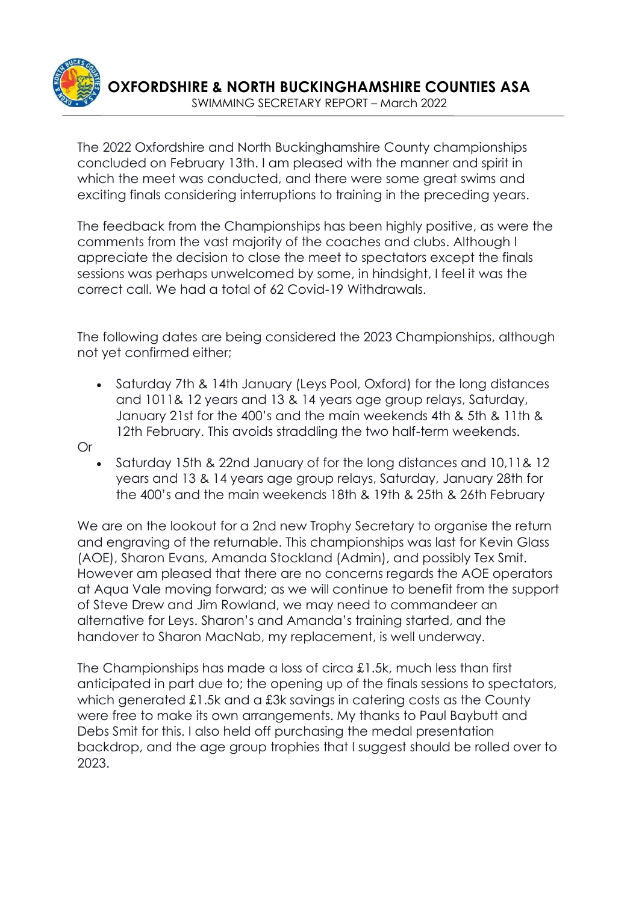# OXFORDSHIRE & NORTH BUCKINGHAMSHIRE COUNTIES ASA

SWIMMING SECRETARY REPORT – March 2022

The 2022 Oxfordshire and North Buckinghamshire County championships concluded on February 13th. I am pleased with the manner and spirit in which the meet was conducted, and there were some great swims and exciting finals considering interruptions to training in the preceding years.

The feedback from the Championships has been highly positive, as were the comments from the vast majority of the coaches and clubs. Although I appreciate the decision to close the meet to spectators except the finals sessions was perhaps unwelcomed by some, in hindsight, I feel it was the correct call. We had a total of 62 Covid-19 Withdrawals.

The following dates are being considered the 2023 Championships, although not yet confirmed either;

- Saturday 7th & 14th January (Leys Pool, Oxford) for the long distances and 1011& 12 years and 13 & 14 years age group relays, Saturday, January 21st for the 400's and the main weekends 4th & 5th & 11th & 12th February. This avoids straddling the two half-term weekends.

Or

- Saturday 15th & 22nd January of for the long distances and 10,11& 12 years and 13 & 14 years age group relays, Saturday, January 28th for the 400's and the main weekends 18th & 19th & 25th & 26th February

We are on the lookout for a 2nd new Trophy Secretary to organise the return and engraving of the returnable. This championships was last for Kevin Glass (AOE), Sharon Evans, Amanda Stockland (Admin), and possibly Tex Smit. However am pleased that there are no concerns regards the AOE operators at Aqua Vale moving forward; as we will continue to benefit from the support of Steve Drew and Jim Rowland, we may need to commandeer an alternative for Leys. Sharon's and Amanda's training started, and the handover to Sharon MacNab, my replacement, is well underway.

The Championships has made a loss of circa £1.5k, much less than first anticipated in part due to; the opening up of the finals sessions to spectators, which generated £1.5k and a £3k savings in catering costs as the County were free to make its own arrangements. My thanks to Paul Baybutt and Debs Smit for this. I also held off purchasing the medal presentation backdrop, and the age group trophies that I suggest should be rolled over to 2023.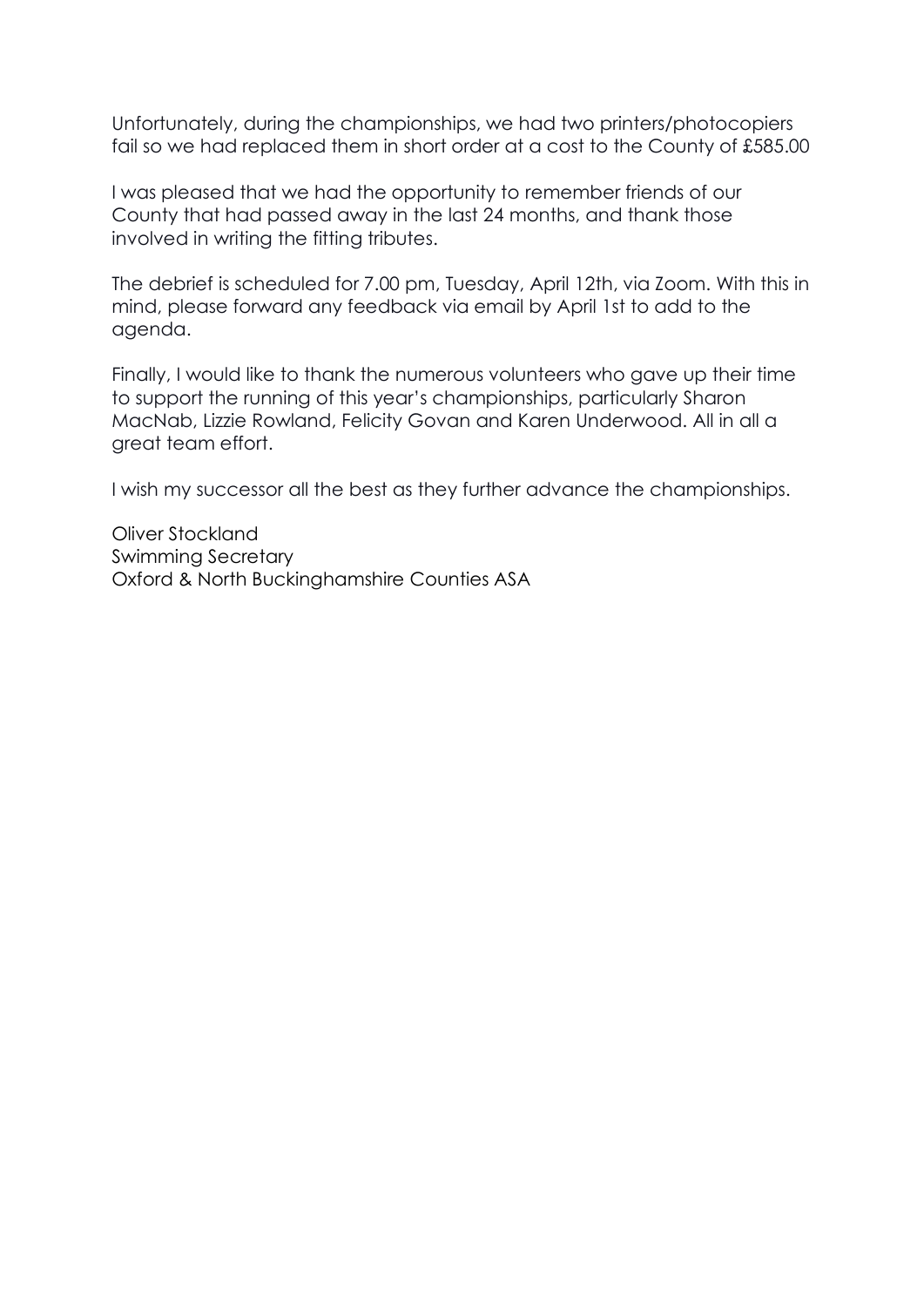Unfortunately, during the championships, we had two printers/photocopiers fail so we had replaced them in short order at a cost to the County of £585.00

I was pleased that we had the opportunity to remember friends of our County that had passed away in the last 24 months, and thank those involved in writing the fitting tributes.

The debrief is scheduled for 7.00 pm, Tuesday, April 12th, via Zoom. With this in mind, please forward any feedback via email by April 1st to add to the agenda.

Finally, I would like to thank the numerous volunteers who gave up their time to support the running of this year's championships, particularly Sharon MacNab, Lizzie Rowland, Felicity Govan and Karen Underwood. All in all a great team effort.

I wish my successor all the best as they further advance the championships.

Oliver Stockland
Swimming Secretary
Oxford & North Buckinghamshire Counties ASA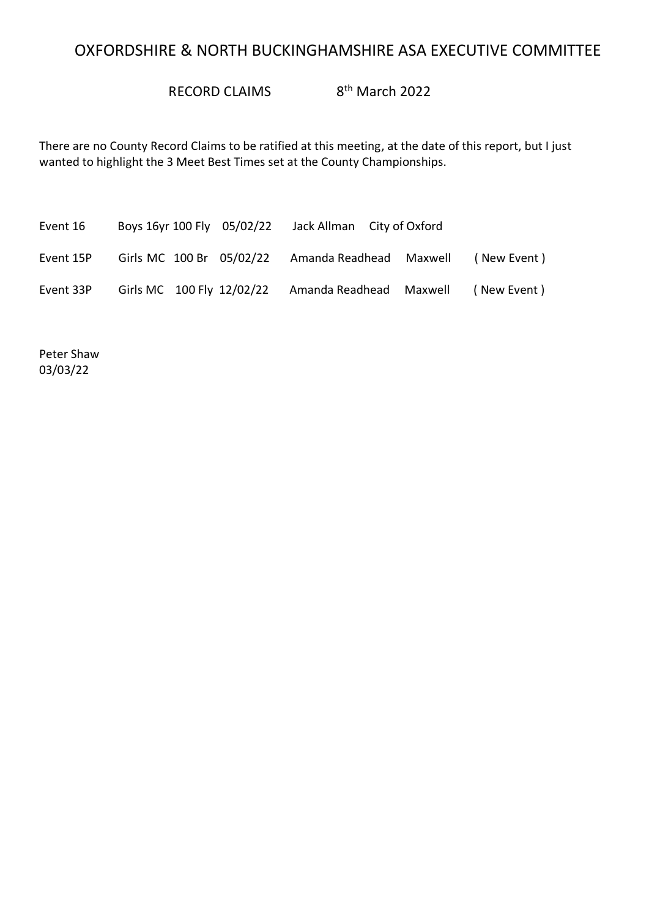# OXFORDSHIRE & NORTH BUCKINGHAMSHIRE ASA EXECUTIVE COMMITTEE

RECORD CLAIMS 8th March 2022

There are no County Record Claims to be ratified at this meeting, at the date of this report, but I just wanted to highlight the 3 Meet Best Times set at the County Championships.

| | | | | | |
|---|---|---|---|---|---|
| Event 16 | Boys 16yr 100 Fly | 05/02/22 | Jack Allman | City of Oxford | |
| Event 15P | Girls MC 100 Br | 05/02/22 | Amanda Readhead | Maxwell | ( New Event ) |
| Event 33P | Girls MC 100 Fly | 12/02/22 | Amanda Readhead | Maxwell | ( New Event ) |

Peter Shaw
03/03/22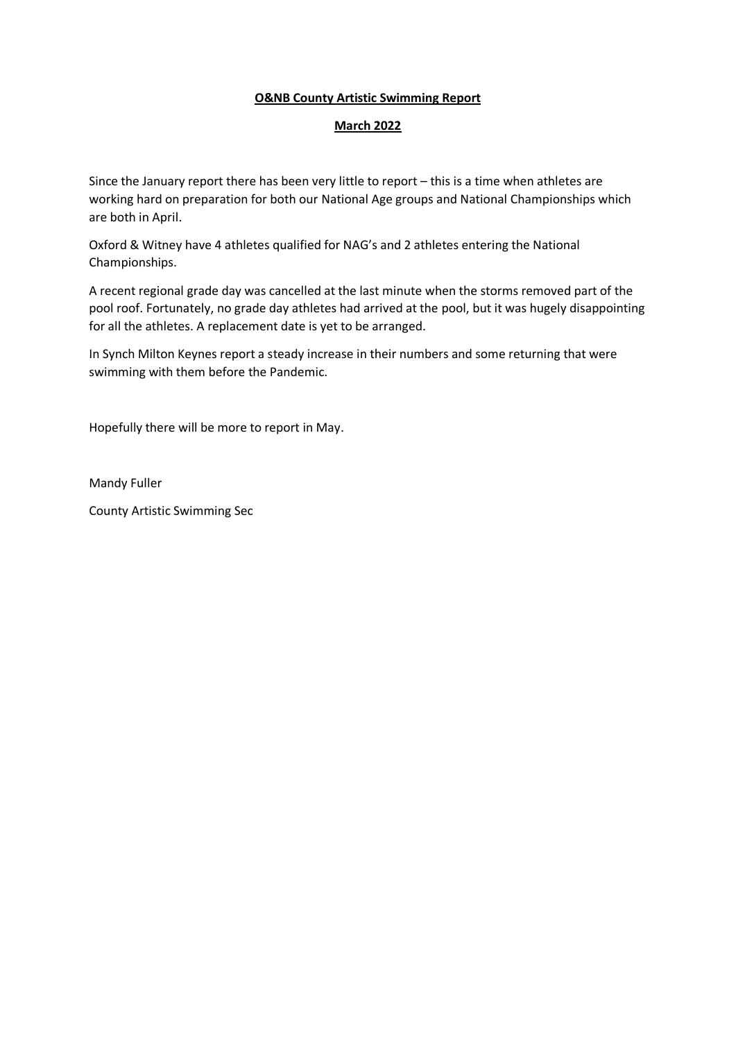**O&NB County Artistic Swimming Report**

**March 2022**

Since the January report there has been very little to report – this is a time when athletes are working hard on preparation for both our National Age groups and National Championships which are both in April.

Oxford & Witney have 4 athletes qualified for NAG's and 2 athletes entering the National Championships.

A recent regional grade day was cancelled at the last minute when the storms removed part of the pool roof. Fortunately, no grade day athletes had arrived at the pool, but it was hugely disappointing for all the athletes. A replacement date is yet to be arranged.

In Synch Milton Keynes report a steady increase in their numbers and some returning that were swimming with them before the Pandemic.

Hopefully there will be more to report in May.

Mandy Fuller

County Artistic Swimming Sec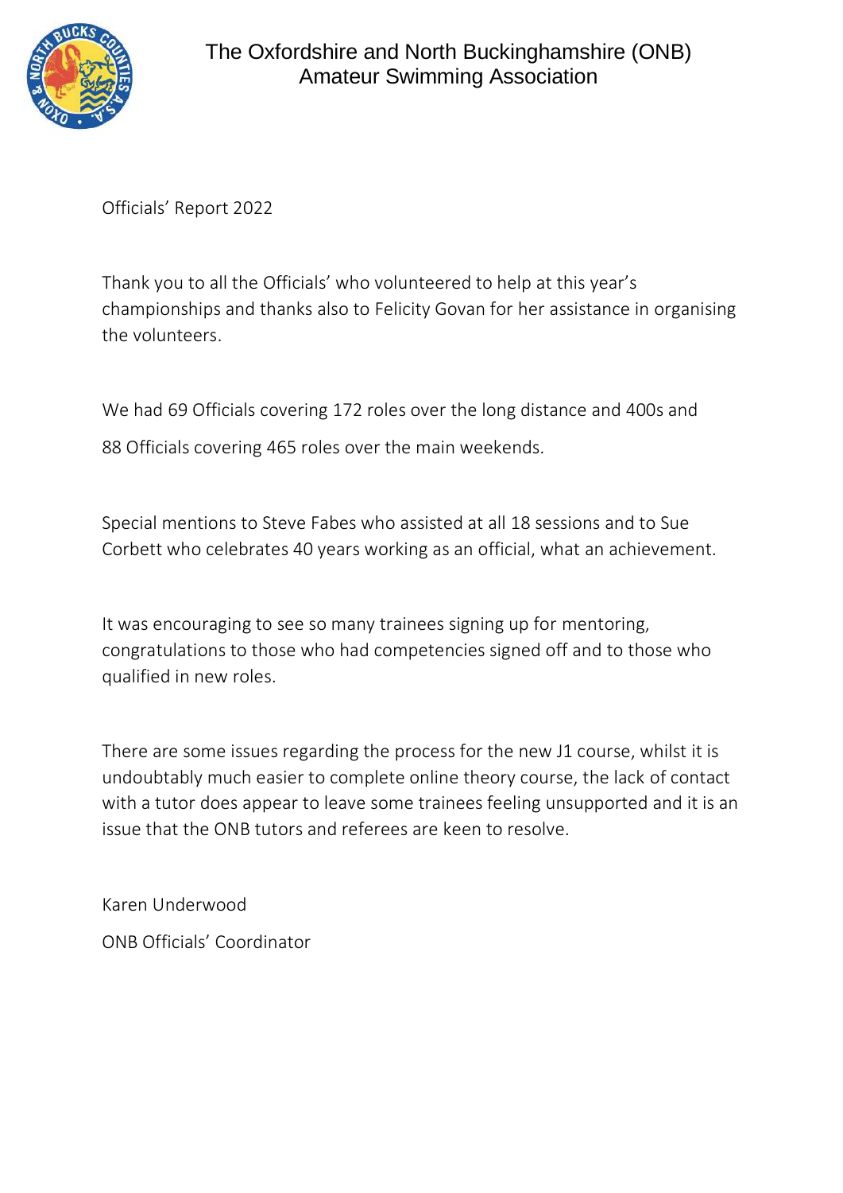# The Oxfordshire and North Buckinghamshire (ONB) Amateur Swimming Association

Officials' Report 2022

Thank you to all the Officials' who volunteered to help at this year's championships and thanks also to Felicity Govan for her assistance in organising the volunteers.

We had 69 Officials covering 172 roles over the long distance and 400s and

88 Officials covering 465 roles over the main weekends.

Special mentions to Steve Fabes who assisted at all 18 sessions and to Sue Corbett who celebrates 40 years working as an official, what an achievement.

It was encouraging to see so many trainees signing up for mentoring, congratulations to those who had competencies signed off and to those who qualified in new roles.

There are some issues regarding the process for the new J1 course, whilst it is undoubtably much easier to complete online theory course, the lack of contact with a tutor does appear to leave some trainees feeling unsupported and it is an issue that the ONB tutors and referees are keen to resolve.

Karen Underwood

ONB Officials' Coordinator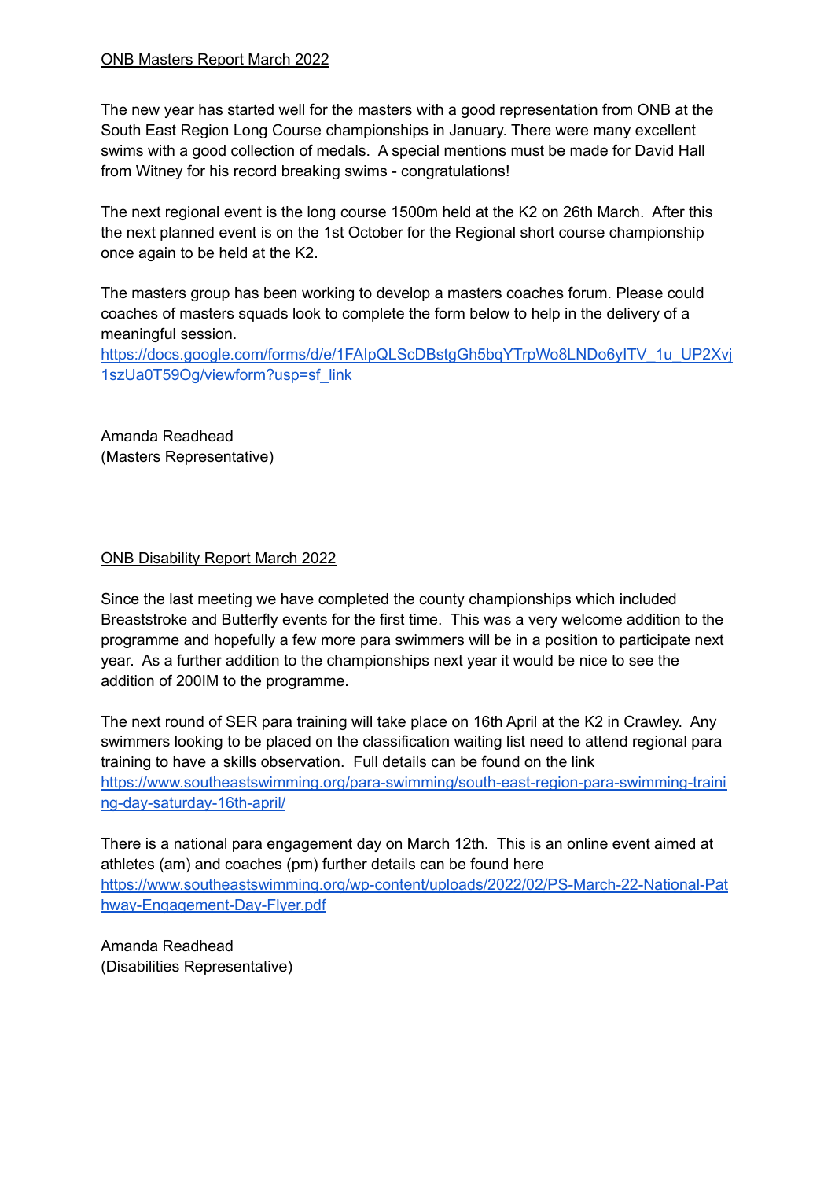## ONB Masters Report March 2022

The new year has started well for the masters with a good representation from ONB at the South East Region Long Course championships in January. There were many excellent swims with a good collection of medals. A special mentions must be made for David Hall from Witney for his record breaking swims - congratulations!

The next regional event is the long course 1500m held at the K2 on 26th March. After this the next planned event is on the 1st October for the Regional short course championship once again to be held at the K2.

The masters group has been working to develop a masters coaches forum. Please could coaches of masters squads look to complete the form below to help in the delivery of a meaningful session.
https://docs.google.com/forms/d/e/1FAIpQLScDBstgGh5bqYTrpWo8LNDo6yITV_1u_UP2Xvj1szUa0T59Og/viewform?usp=sf_link

Amanda Readhead
(Masters Representative)

## ONB Disability Report March 2022

Since the last meeting we have completed the county championships which included Breaststroke and Butterfly events for the first time. This was a very welcome addition to the programme and hopefully a few more para swimmers will be in a position to participate next year. As a further addition to the championships next year it would be nice to see the addition of 200IM to the programme.

The next round of SER para training will take place on 16th April at the K2 in Crawley. Any swimmers looking to be placed on the classification waiting list need to attend regional para training to have a skills observation. Full details can be found on the link
https://www.southeastswimming.org/para-swimming/south-east-region-para-swimming-training-day-saturday-16th-april/

There is a national para engagement day on March 12th. This is an online event aimed at athletes (am) and coaches (pm) further details can be found here
https://www.southeastswimming.org/wp-content/uploads/2022/02/PS-March-22-National-Pathway-Engagement-Day-Flyer.pdf

Amanda Readhead
(Disabilities Representative)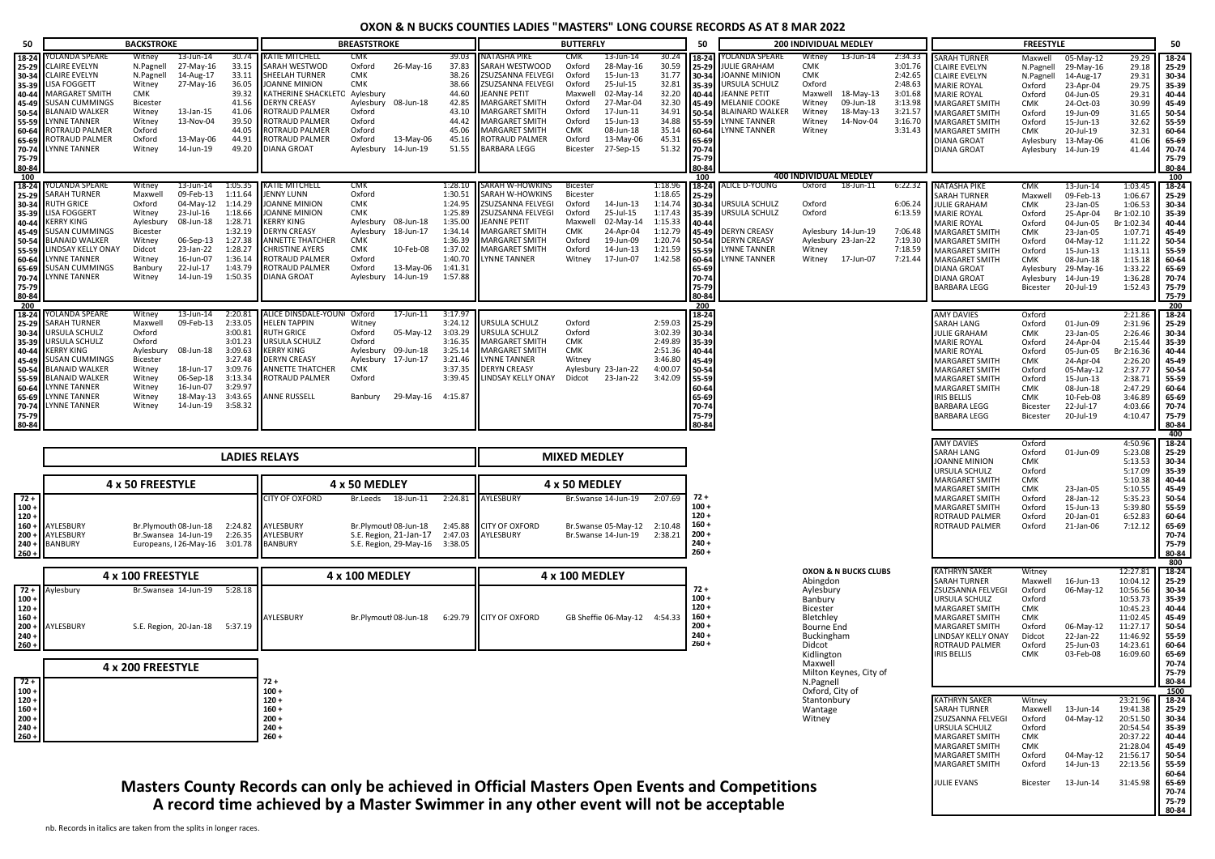# OXON & N BUCKS COUNTIES LADIES "MASTERS" LONG COURSE RECORDS AS AT 8 MAR 2022

## 50

| Age | Backstroke Name | Club | Date | Time | Breaststroke Name | Club | Date | Time | Butterfly Name | Club | Date | Time |
|---|---|---|---|---|---|---|---|---|---|---|---|---|
| 18-24 | YOLANDA SPEARE | Witney | 13-Jun-14 | 30.74 | KATIE MITCHELL | CMK | | 39.03 | NATASHA PIKE | CMK | 13-Jun-14 | 30.24 |
| 25-29 | CLAIRE EVELYN | N.Pagnell | 27-May-16 | 33.15 | SARAH WESTWOOD | Oxford | 26-May-16 | 37.83 | SARAH WESTWOOD | Oxford | 28-May-16 | 30.59 |
| 30-34 | CLAIRE EVELYN | N.Pagnell | 14-Aug-17 | 33.11 | SHEELAH TURNER | CMK | | 38.26 | ZSUZSANNA FELVEGI | Oxford | 15-Jun-13 | 31.77 |
| 35-39 | LISA FOGGETT | Witney | 27-May-16 | 36.05 | JOANNE MINION | CMK | | 38.66 | ZSUZSANNA FELVEGI | Oxford | 25-Jul-15 | 32.81 |
| 40-44 | MARGARET SMITH | CMK | | 39.32 | KATHERINE SHACKLETO | Aylesbury | | 44.60 | JEANNE PETIT | Maxwell | 02-May-14 | 32.20 |
| 45-49 | SUSAN CUMMINGS | Bicester | | 41.56 | DERYN CREASY | Aylesbury | 08-Jun-18 | 42.85 | MARGARET SMITH | Oxford | 27-Mar-04 | 32.30 |
| 50-54 | BLANAID WALKER | Witney | 13-Jan-15 | 41.06 | ROTRAUD PALMER | Oxford | | 43.10 | MARGARET SMITH | Oxford | 17-Jun-11 | 34.91 |
| 55-59 | LYNNE TANNER | Witney | 13-Nov-04 | 39.50 | ROTRAUD PALMER | Oxford | | 44.42 | MARGARET SMITH | Oxford | 15-Jun-13 | 34.88 |
| 60-64 | ROTRAUD PALMER | Oxford | | 44.05 | ROTRAUD PALMER | Oxford | | 45.06 | MARGARET SMITH | CMK | 08-Jun-18 | 35.14 |
| 65-69 | ROTRAUD PALMER | Oxford | 13-May-06 | 44.91 | ROTRAUD PALMER | Oxford | 13-May-06 | 45.16 | ROTRAUD PALMER | Oxford | 13-May-06 | 45.31 |
| 70-74 | LYNNE TANNER | Witney | 14-Jun-19 | 49.20 | DIANA GROAT | Aylesbury | 14-Jun-19 | 51.55 | BARBARA LEGG | Bicester | 27-Sep-15 | 51.32 |
| 75-79 | | | | | | | | | | | | |
| 80-84 | | | | | | | | | | | | |

## 100

| Age | Backstroke Name | Club | Date | Time | Breaststroke Name | Club | Date | Time | Butterfly Name | Club | Date | Time |
|---|---|---|---|---|---|---|---|---|---|---|---|---|
| 18-24 | YOLANDA SPEARE | Witney | 13-Jun-14 | 1:05.35 | KATIE MITCHELL | CMK | | 1:28.10 | SARAH W-HOWKINS | Bicester | | 1:18.96 |
| 25-29 | SARAH TURNER | Maxwell | 09-Feb-13 | 1:11.64 | JENNY LUNN | Oxford | | 1:30.51 | SARAH W-HOWKINS | Bicester | | 1:18.65 |
| 30-34 | RUTH GRICE | Oxford | 04-May-12 | 1:14.29 | JOANNE MINION | CMK | | 1:24.95 | ZSUZSANNA FELVEGI | Oxford | 14-Jun-13 | 1:14.74 |
| 35-39 | LISA FOGGERT | Witney | 23-Jul-16 | 1:18.66 | JOANNE MINION | CMK | | 1:25.89 | ZSUZSANNA FELVEGI | Oxford | 25-Jul-15 | 1:17.43 |
| 40-44 | KERRY KING | Aylesbury | 08-Jun-18 | 1:28.71 | KERRY KING | Aylesbury | 08-Jun-18 | 1:35.00 | JEANNE PETIT | Maxwell | 02-May-14 | 1:15.33 |
| 45-49 | SUSAN CUMMINGS | Bicester | | 1:32.19 | DERYN CREASY | Aylesbury | 18-Jun-17 | 1:34.14 | MARGARET SMITH | CMK | 24-Apr-04 | 1:12.79 |
| 50-54 | BLANAID WALKER | Witney | 06-Sep-13 | 1:27.38 | ANNETTE THATCHER | CMK | | 1:36.39 | MARGARET SMITH | Oxford | 19-Jun-09 | 1:20.74 |
| 55-59 | LINDSAY KELLY ONAY | Didcot | 23-Jan-22 | 1:28.27 | CHRISTINE AYERS | CMK | 10-Feb-08 | 1:37.02 | MARGARET SMITH | Oxford | 14-Jun-13 | 1:21.59 |
| 60-64 | LYNNE TANNER | Witney | 16-Jun-07 | 1:36.14 | ROTRAUD PALMER | Oxford | | 1:40.70 | LYNNE TANNER | Witney | 17-Jun-07 | 1:42.58 |
| 65-69 | SUSAN CUMMINGS | Banbury | 22-Jul-17 | 1:43.79 | ROTRAUD PALMER | Oxford | 13-May-06 | 1:41.31 | | | | |
| 70-74 | LYNNE TANNER | Witney | 14-Jun-19 | 1:50.35 | DIANA GROAT | Aylesbury | 14-Jun-19 | 1:57.88 | | | | |
| 75-79 | | | | | | | | | | | | |
| 80-84 | | | | | | | | | | | | |

## 200

| Age | Backstroke Name | Club | Date | Time | Breaststroke Name | Club | Date | Time | Butterfly Name | Club | Date | Time |
|---|---|---|---|---|---|---|---|---|---|---|---|---|
| 18-24 | YOLANDA SPEARE | Witney | 13-Jun-14 | 2:20.81 | ALICE DINSDALE-YOUNG | Oxford | 17-Jun-11 | 3:17.97 | | | | |
| 25-29 | SARAH TURNER | Maxwell | 09-Feb-13 | 2:33.05 | HELEN TAPPIN | Witney | | 3:24.12 | URSULA SCHULZ | Oxford | | 2:59.03 |
| 30-34 | URSULA SCHULZ | Oxford | | 3:00.81 | RUTH GRICE | Oxford | 05-May-12 | 3:03.29 | URSULA SCHULZ | Oxford | | 3:02.39 |
| 35-39 | URSULA SCHULZ | Oxford | | 3:01.23 | URSULA SCHULZ | Oxford | | 3:16.35 | MARGARET SMITH | CMK | | 2:49.89 |
| 40-44 | KERRY KING | Aylesbury | 08-Jun-18 | 3:09.63 | KERRY KING | Aylesbury | 09-Jun-18 | 3:25.14 | MARGARET SMITH | CMK | | 2:51.36 |
| 45-49 | SUSAN CUMMINGS | Bicester | | 3:27.48 | DERYN CREASY | Aylesbury | 17-Jun-17 | 3:21.46 | LYNNE TANNER | Witney | | 3:46.80 |
| 50-54 | BLANAID WALKER | Witney | 18-Jun-17 | 3:09.76 | ANNETTE THATCHER | CMK | | 3:37.35 | DERYN CREASY | Aylesbury | 23-Jan-22 | 4:00.07 |
| 55-59 | BLANAID WALKER | Witney | 06-Sep-18 | 3:13.34 | ROTRAUD PALMER | Oxford | | 3:39.45 | LINDSAY KELLY ONAY | Didcot | 23-Jan-22 | 3:42.09 |
| 60-64 | LYNNE TANNER | Witney | 16-Jun-07 | 3:29.97 | | | | | | | | |
| 65-69 | LYNNE TANNER | Witney | 18-May-13 | 3:43.65 | ANNE RUSSELL | Banbury | 29-May-16 | 4:15.87 | | | | |
| 70-74 | LYNNE TANNER | Witney | 14-Jun-19 | 3:58.32 | | | | | | | | |
| 75-79 | | | | | | | | | | | | |
| 80-84 | | | | | | | | | | | | |

## 200 Individual Medley

| Age | Name | Club | Date | Time |
|---|---|---|---|---|
| 18-24 | YOLANDA SPEARE | Witney | 13-Jun-14 | 2:34.33 |
| 25-29 | JULIE GRAHAM | CMK | | 3:01.76 |
| 30-34 | JOANNE MINION | CMK | | 2:42.65 |
| 35-39 | URSULA SCHULZ | Oxford | | 2:48.63 |
| 40-44 | JEANNE PETIT | Maxwell | 18-May-13 | 3:01.68 |
| 45-49 | MELANIE COOKE | Witney | 09-Jun-18 | 3:13.98 |
| 50-54 | BLAINAID WALKER | Witney | 18-May-13 | 3:21.57 |
| 55-59 | LYNNE TANNER | Witney | 14-Nov-04 | 3:16.70 |
| 60-64 | LYNNE TANNER | Witney | | 3:31.43 |
| 65-69 | | | | |
| 70-74 | | | | |
| 75-79 | | | | |
| 80-84 | | | | |

## 400 Individual Medley

| Age | Name | Club | Date | Time |
|---|---|---|---|---|
| 18-24 | ALICE D-YOUNG | Oxford | 18-Jun-11 | 6:22.32 |
| 25-29 | | | | |
| 30-34 | URSULA SCHULZ | Oxford | | 6:06.24 |
| 35-39 | URSULA SCHULZ | Oxford | | 6:13.59 |
| 40-44 | | | | |
| 45-49 | DERYN CREASY | Aylesbury | 14-Jun-19 | 7:06.48 |
| 50-54 | DERYN CREASY | Aylesbury | 23-Jan-22 | 7:19.30 |
| 55-59 | LYNNE TANNER | Witney | | 7:18.59 |
| 60-64 | LYNNE TANNER | Witney | 17-Jun-07 | 7:21.44 |
| 65-69 | | | | |
| 70-74 | | | | |
| 75-79 | | | | |
| 80-84 | | | | |

## Freestyle

### 50

| Age | Name | Club | Date | Time |
|---|---|---|---|---|
| 18-24 | SARAH TURNER | Maxwell | 05-May-12 | 29.29 |
| 25-29 | CLAIRE EVELYN | N.Pagnell | 29-May-16 | 29.18 |
| 30-34 | CLAIRE EVELYN | N.Pagnell | 14-Aug-17 | 29.31 |
| 35-39 | MARIE ROYAL | Oxford | 23-Apr-04 | 29.75 |
| 40-44 | MARIE ROYAL | Oxford | 04-Jun-05 | 29.31 |
| 45-49 | MARGARET SMITH | CMK | 24-Oct-03 | 30.99 |
| 50-54 | MARGARET SMITH | Oxford | 19-Jun-09 | 31.65 |
| 55-59 | MARGARET SMITH | Oxford | 15-Jun-13 | 32.62 |
| 60-64 | MARGARET SMITH | CMK | 20-Jul-19 | 32.31 |
| 65-69 | DIANA GROAT | Aylesbury | 13-May-06 | 41.06 |
| 70-74 | DIANA GROAT | Aylesbury | 14-Jun-19 | 41.44 |
| 75-79 | | | | |
| 80-84 | | | | |

### 100

| Age | Name | Club | Date | Time |
|---|---|---|---|---|
| 18-24 | NATASHA PIKE | CMK | 13-Jun-14 | 1:03.45 |
| 25-29 | SARAH TURNER | Maxwell | 09-Feb-13 | 1:06.67 |
| 30-34 | JULIE GRAHAM | CMK | 23-Jan-05 | 1:06.53 |
| 35-39 | MARIE ROYAL | Oxford | 25-Apr-04 | Br 1:02.10 |
| 40-44 | MARIE ROYAL | Oxford | 04-Jun-05 | Br 1:02.34 |
| 45-49 | MARGARET SMITH | CMK | 23-Jan-05 | 1:07.71 |
| 50-54 | MARGARET SMITH | Oxford | 04-May-12 | 1:11.22 |
| 55-59 | MARGARET SMITH | Oxford | 15-Jun-13 | 1:13.11 |
| 60-64 | MARGARET SMITH | CMK | 08-Jun-18 | 1:15.18 |
| 65-69 | DIANA GROAT | Aylesbury | 29-May-16 | 1:33.22 |
| 70-74 | DIANA GROAT | Aylesbury | 14-Jun-19 | 1:36.28 |
| 75-79 | BARBARA LEGG | Bicester | 20-Jul-19 | 1:52.43 |

### 200

| Age | Name | Club | Date | Time |
|---|---|---|---|---|
| 18-24 | AMY DAVIES | Oxford | | 2:21.86 |
| 25-29 | SARAH LANG | Oxford | 01-Jun-09 | 2:31.96 |
| 30-34 | JULIE GRAHAM | CMK | 23-Jan-05 | 2:26.46 |
| 35-39 | MARIE ROYAL | Oxford | 24-Apr-04 | 2:15.44 |
| 40-44 | MARIE ROYAL | Oxford | 05-Jun-05 | Br 2:16.36 |
| 45-49 | MARGARET SMITH | CMK | 24-Apr-04 | 2:26.20 |
| 50-54 | MARGARET SMITH | Oxford | 05-May-12 | 2:37.77 |
| 55-59 | MARGARET SMITH | Oxford | 15-Jun-13 | 2:38.71 |
| 60-64 | MARGARET SMITH | CMK | 08-Jun-18 | 2:47.29 |
| 65-69 | IRIS BELLIS | CMK | 10-Feb-08 | 3:46.89 |
| 70-74 | BARBARA LEGG | Bicester | 22-Jul-17 | 4:03.66 |
| 75-79 | BARBARA LEGG | Bicester | 20-Jul-19 | 4:10.47 |
| 80-84 | | | | |

### 400

| Age | Name | Club | Date | Time |
|---|---|---|---|---|
| 18-24 | AMY DAVIES | Oxford | | 4:50.96 |
| 25-29 | SARAH LANG | Oxford | 01-Jun-09 | 5:23.08 |
| 30-34 | JOANNE MINION | CMK | | 5:13.53 |
| 35-39 | URSULA SCHULZ | Oxford | | 5:17.09 |
| 40-44 | MARGARET SMITH | CMK | | 5:10.38 |
| 45-49 | MARGARET SMITH | CMK | 23-Jan-05 | 5:10.55 |
| 50-54 | MARGARET SMITH | Oxford | 28-Jan-12 | 5:35.23 |
| 55-59 | MARGARET SMITH | Oxford | 15-Jun-13 | 5:39.80 |
| 60-64 | ROTRAUD PALMER | Oxford | 20-Jan-01 | 6:52.83 |
| 65-69 | ROTRAUD PALMER | Oxford | 21-Jan-06 | 7:12.12 |
| 70-74 | | | | |
| 75-79 | | | | |
| 80-84 | | | | |

### 800

| Age | Name | Club | Date | Time |
|---|---|---|---|---|
| 18-24 | KATHRYN SAKER | Witney | | 12:27.81 |
| 25-29 | SARAH TURNER | Maxwell | 16-Jun-13 | 10:04.12 |
| 30-34 | ZSUZSANNA FELVEGI | Oxford | 06-May-12 | 10:56.56 |
| 35-39 | URSULA SCHULZ | Oxford | | 10:53.73 |
| 40-44 | MARGARET SMITH | CMK | | 10:45.23 |
| 45-49 | MARGARET SMITH | CMK | | 11:02.45 |
| 50-54 | MARGARET SMITH | Oxford | 06-May-12 | 11:27.17 |
| 55-59 | LINDSAY KELLY ONAY | Didcot | 22-Jan-22 | 11:46.92 |
| 60-64 | ROTRAUD PALMER | Oxford | 25-Jun-03 | 14:23.61 |
| 65-69 | IRIS BELLIS | CMK | 03-Feb-08 | 16:09.60 |
| 70-74 | | | | |
| 75-79 | | | | |
| 80-84 | | | | |

### 1500

| Age | Name | Club | Date | Time |
|---|---|---|---|---|
| 18-24 | KATHRYN SAKER | Witney | | 23:21.96 |
| 25-29 | SARAH TURNER | Maxwell | 13-Jun-14 | 19:41.38 |
| 30-34 | ZSUZSANNA FELVEGI | Oxford | 04-May-12 | 20:51.50 |
| 35-39 | URSULA SCHULZ | Oxford | | 20:54.54 |
| 40-44 | MARGARET SMITH | CMK | | 20:37.22 |
| 45-49 | MARGARET SMITH | CMK | | 21:28.04 |
| 50-54 | MARGARET SMITH | Oxford | 04-May-12 | 21:56.17 |
| 55-59 | MARGARET SMITH | Oxford | 14-Jun-13 | 22:13.56 |
| 60-64 | | | | |
| 65-69 | JULIE EVANS | Bicester | 13-Jun-14 | 31:45.98 |
| 70-74 | | | | |
| 75-79 | | | | |
| 80-84 | | | | |

## LADIES RELAYS

### 4 x 50 Freestyle / 4 x 50 Medley

| Age | 4 x 50 Freestyle Club | Venue/Date | Time | 4 x 50 Medley Club | Venue/Date | Time |
|---|---|---|---|---|---|---|
| 72 + | | | | CITY OF OXFORD | Br.Leeds 18-Jun-11 | 2:24.81 |
| 100 + | | | | | | |
| 120 + | | | | | | |
| 160 + | AYLESBURY | Br.Plymouth 08-Jun-18 | 2:24.82 | AYLESBURY | Br.Plymouth 08-Jun-18 | 2:45.88 |
| 200 + | AYLESBURY | Br.Swansea 14-Jun-19 | 2:26.35 | AYLESBURY | S.E. Region, 21-Jan-17 | 2:47.03 |
| 240 + | BANBURY | Europeans, I 26-May-16 | 3:01.78 | BANBURY | S.E. Region, 29-May-16 | 3:38.05 |
| 260 + | | | | | | |

### 4 x 100 Freestyle / 4 x 100 Medley

| Age | 4 x 100 Freestyle Club | Venue/Date | Time | 4 x 100 Medley Club | Venue/Date | Time |
|---|---|---|---|---|---|---|
| 72 + | Aylesbury | Br.Swansea 14-Jun-19 | 5:28.18 | | | |
| 100 + | | | | | | |
| 120 + | | | | | | |
| 160 + | | | | AYLESBURY | Br.Plymouth 08-Jun-18 | 6:29.79 |
| 200 + | AYLESBURY | S.E. Region, 20-Jan-18 | 5:37.19 | | | |
| 240 + | | | | | | |
| 260 + | | | | | | |

### 4 x 200 Freestyle

| Age | Club | Venue/Date | Time |
|---|---|---|---|
| 72 + | | | |
| 100 + | | | |
| 120 + | | | |
| 160 + | | | |
| 200 + | | | |
| 240 + | | | |
| 260 + | | | |

## MIXED MEDLEY

### 4 x 50 Medley

| Age | Club | Venue/Date | Time |
|---|---|---|---|
| 72 + | AYLESBURY | Br.Swanse 14-Jun-19 | 2:07.69 |
| 100 + | | | |
| 120 + | | | |
| 160 + | CITY OF OXFORD | Br.Swanse 05-May-12 | 2:10.48 |
| 200 + | AYLESBURY | Br.Swanse 14-Jun-19 | 2:38.21 |
| 240 + | | | |
| 260 + | | | |

### 4 x 100 Medley

| Age | Club | Venue/Date | Time |
|---|---|---|---|
| 72 + | | | |
| 100 + | | | |
| 120 + | | | |
| 160 + | CITY OF OXFORD | GB Sheffie 06-May-12 | 4:54.33 |
| 200 + | | | |
| 240 + | | | |
| 260 + | | | |

## OXON & N BUCKS CLUBS

- Abingdon
- Aylesbury
- Banbury
- Bicester
- Bletchley
- Bourne End
- Buckingham
- Didcot
- Kidlington
- Maxwell
- Milton Keynes, City of
- N.Pagnell
- Oxford, City of
- Stantonbury
- Wantage
- Witney

**Masters County Records can only be achieved in Official Masters Open Events and Competitions**
**A record time achieved by a Master Swimmer in any other event will not be acceptable**

nb. Records in italics are taken from the splits in longer races.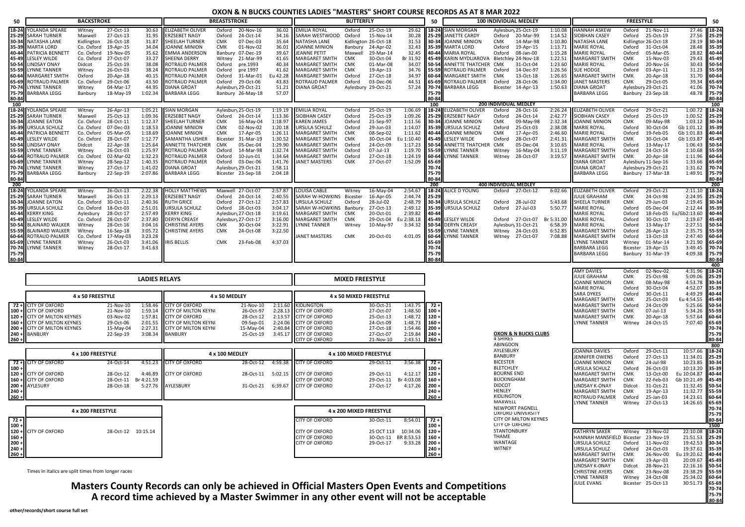# OXON & N BUCKS COUNTIES LADIES "MASTERS" SHORT COURSE RECORDS AS AT 8 MAR 2022

## 50

| Age | BACKSTROKE | Club | Date | Time | BREASTSTROKE | Club | Date | Time | BUTTERFLY | Club | Date | Time |
|---|---|---|---|---|---|---|---|---|---|---|---|---|
| 18-24 | YOLANDA SPEARE | Witney | 27-Oct-13 | 30.63 | ELIZABETH OLIVER | Oxford | 20-Nov-16 | 36.02 | EMILIA ROYAL | Oxford | 25-Oct-19 | 29.62 |
| 25-29 | SARAH TURNER | Maxwell | 27-Oct-13 | 31.95 | ERZSEBET NAGY | Oxford | 24-Oct-14 | 34.16 | SARAH WESTWOOD | Oxford | 15-Nov-14 | 30.28 |
| 30-34 | NATASHA LANE | Kidlington | 26-Oct-18 | 31.87 | SHEELAH TURNER | CMK | 07-Dec-03 | 35.64 | NATASHA LANE | Kidlington | 26-Oct-18 | 31.53 |
| 35-39 | MARTA LORD | Co. Oxford | 19-Apr-15 | 34.04 | JOANNE MINION | CMK | 01-Nov-02 | 36.01 | JOANNE MINION | Banbury | 24-Apr-02 | 32.43 |
| 40-44 | PATRICIA BENNETT | Co. Oxford | 19-Nov-05 | 35.62 | EMMA ANDERSON | Banbury | 07-Dec-19 | 39.67 | JEANNE PETIT | Maxwell | 29-Mar-14 | 32.45 |
| 45-49 | LESLEY WILDE | Co. Oxford | 27-Oct-07 | 33.27 | SHEENA DERRY | Witney | 21-Mar-99 | 41.65 | MARGARET SMITH | CMK | 30-Oct-04 | Br 31.92 |
| 50-54 | LINDSAY ONAY | Didcot | 25-Oct-19 | 38.08 | ROTRAUD PALMER | Oxford | pre.1993 | 40.34 | MARGARET SMITH | CMK | 01-Mar-08 | 34.07 |
| 55-59 | LYNNE TANNER | Witney | 26-Oct-03 | 38.24 | ROTRAUD PALMER | Oxford | pre 1997 | 41.62 | MARGARET SMITH | CMK | 19-Apr-13 | 34.76 |
| 60-64 | MARGARET SMITH | Oxford | 20-Apr-18 | 40.15 | ROTRAUD PALMER | Oxford | 31-Mar-01 | Eu 42.28 | MARGARET SMITH | Oxford | 27-Oct-18 | 34.97 |
| 65-69 | ROTRAUD PALMER | Co. Oxford | 29-Oct-06 | 43.50 | ROTRAUD PALMER | Oxford | 29-Oct-06 | 43.83 | ROTRAUD PALMER | Oxford | 03-Dec-06 | 44.51 |
| 70-74 | LYNNE TANNER | Witney | 04-Mar-17 | 44.95 | DIANA GROAT | Aylesbury | 29-Oct-21 | 51.21 | DIANA GROAT | Aylesbury | 29-Oct-21 | 57.24 |
| 75-79 | BARBARA LEGG | Banbury | 18-May-19 | 1:02.34 | BARBARA LEGG | Banbury | 26-May-18 | 57.07 | | | | |
| 80-84 | | | | | | | | | | | | |

| Age | 100 INDIVIDUAL MEDLEY | Club | Date | Time | FREESTYLE | Club | Date | Time |
|---|---|---|---|---|---|---|---|---|
| 18-24 | SIAN MORGAN | Aylesbury | 25-Oct-19 | 1:10.08 | HANNAH ASKEW | Oxford | 21-Nov-11 | 27.46 |
| 25-29 | JANETTE CARDY | Oxford | 20-Mar-99 | 1:14.52 | SIOBHAN CASEY | Oxford | 25-Oct-19 | 27.56 |
| 30-34 | JOANNE MINION | CMK | 14-Mar-98 | 1:10.80 | NATASHA LANE | Kidlington | 26-Oct-18 | 28.19 |
| 35-39 | MARTA LORD | Oxford | 19-Apr-15 | 1:13.71 | MARIE ROYAL | Oxford | 31-Oct-04 | 28.48 |
| 40-44 | MARIA ROYAL | Oxford | 08-Jan-00 | 1:15.28 | MARIE ROYAL | Oxford | 05-Mar-05 | 28.82 |
| 45-49 | KARIN MYDLIAROVA | Bletchley | 24-Nov-18 | 1:22.51 | MARGARET SMITH | CMK | 15-Nov-03 | 29.43 |
| 50-54 | ANNETTE THATCHER | CMK | 31-Oct-04 | 1:23.60 | MARIE ROYAL | Oxford | 20-Nov-16 | 30.43 |
| 55-59 | ROTRAUD PALMER | Oxford | 14-Dec-97 | 1:26.56 | SUE HODGE | Oxford | 03-Apr-11 | 31.23 |
| 60-64 | MARGARET SMITH | CMK | 13-Oct-18 | 1:26.65 | MARGARET SMITH | CMK | 20-Apr-18 | 31.70 |
| 65-69 | ROTRAUD PALMER | Oxford | 28-Oct-06 | 1:34.00 | JANET MASTERS | CMK | 29-Oct-05 | 39.34 |
| 70-74 | BARBARA LEGG | Bicester | 14-Apr-13 | 1:50.63 | DIANA GROAT | Aylesbury | 29-Oct-21 | 41.06 |
| 75-79 | | | | | BARBARA LEGG | Banbury | 23-Sep-18 | 48.78 |
| 80-84 | | | | | | | | |

## 100

| Age | BACKSTROKE | Club | Date | Time | BREASTSTROKE | Club | Date | Time | BUTTERFLY | Club | Date | Time |
|---|---|---|---|---|---|---|---|---|---|---|---|---|
| 18-24 | YOLANDA SPEARE | Witney | 26-Apr-13 | 1:05.21 | SIAN MORGAN | Aylesbury | 25-Oct-19 | 1:19.19 | EMILIA ROYAL | Oxford | 25-Oct-19 | 1:06.69 |
| 25-29 | SARAH TURNER | Maxwell | 25-Oct-13 | 1:09.36 | ERZSEBET NAGY | Oxford | 24-Oct-14 | 1:13.36 | SIOBHAN CASEY | Oxford | 25-Oct-19 | 1:09.26 |
| 30-34 | JOANNE EATON | Co. Oxford | 28-Oct-11 | 1:12.37 | SHEELAH TURNER | CMK | 16-May-04 | 1:18.97 | KAREN JAMES | Oxford | 21-Sep-97 | 1:11.56 |
| 35-39 | URSULA SCHULZ | Co. Oxford | 07-Dec-03 | 1:18.53 | JOANNE MINION | CMK | 02-Nov-02 | 1:20.18 | URSULA SCHULZ | Oxford | 29-Jun-03 | 1:14.07 |
| 40-44 | PATRICIA BENNETT | Co. Oxford | 05-Mar-05 | 1:18.69 | JOANNE MINION | CMK | 17-Apr-05 | 1:26.11 | MARGARET SMITH | CMK | 08-Sep-02 | 1:11.62 |
| 45-49 | LESLEY WILDE | Co. Oxford | 28-Oct-07 | 1:12.77 | SAMANTHA USHER | Bicester | 31-Mar-19 | 1:30.52 | MARGARET SMITH | CMK | 30-Oct-04 | Eu 1:10.40 |
| 50-54 | LINDSAY ONAY | Didcot | 22-Apr-18 | 1:25.64 | ANNETTE THATCHER | CMK | 05-Dec-04 | 1:29.90 | MARGARET SMITH | Oxford | 24-Oct-09 | 1:17.23 |
| 55-59 | LYNNE TANNER | Witney | 26-Oct-03 | 1:25.97 | ROTRAUD PALMER | Oxford | 14-Mar-98 | 1:32.74 | MARGARET SMITH | Oxford | 07-Jul-13 | 1:19.70 |
| 60-64 | ROTRAUD PALMER | Co. Oxford | 02-Mar-02 | 1:32.23 | ROTRAUD PALMER | Oxford | 10-Jun-01 | 1:34.64 | MARGARET SMITH | Oxford | 27-Oct-18 | 1:24.19 |
| 65-69 | LYNNE TANNER | Witney | 28-Sep-12 | 1:40.35 | ROTRAUD PALMER | Oxford | 03-Dec-06 | 1:41.76 | JANET MASTERS | CMK | 27-Oct-07 | 1:52.09 |
| 70-74 | LYNNE TANNER | Witney | 27-Oct-17 | 1:41.02 | DIANA GROAT | Aylesbury | 29-Oct-21 | 1:58.11 | | | | |
| 75-79 | BARBARA LEGG | Banbury | 22-Sep-19 | 2:07.86 | BARBARA LEGG | Bicester | 23-Sep-18 | 2:04.18 | | | | |
| 80-84 | | | | | | | | | | | | |

| Age | 200 INDIVIDUAL MEDLEY | Club | Date | Time | FREESTYLE | Club | Date | Time |
|---|---|---|---|---|---|---|---|---|
| 18-24 | ELIZABETH OLIVER | Oxford | 28-Oct-16 | 2:26.24 | ELIZABETH OLIVER | Oxford | 29-Oct-21 | 1:00.72 |
| 25-29 | ERZSEBET NAGY | Oxford | 24-Oct-14 | 2:42.77 | SIOBHAN CASEY | Oxford | 25-Oct-19 | 1:00.52 |
| 30-34 | JOANNE MINION | CMK | 09-May-98 | 2:32.34 | JOANNE MINION | CMK | 09-May-98 | 1:03.12 |
| 35-39 | URSULA SCHULZ | Oxford | 25-Oct-03 | 2:38.08 | MARIE ROYAL | Oxford | 30-Oct-04 | Gb 1:01.12 |
| 40-44 | JOANNE MINION | CMK | 17-Apr-05 | 2:46.60 | MARIE ROYAL | Oxford | 19-Feb-05 | Gb 1:01.83 |
| 45-49 | LESLEY WILDE | Oxford | 28-Oct-07 | 2:41.31 | MARGARET SMITH | CMK | 30-Oct-04 | Gb 1:03.87 |
| 50-54 | ANNETTE THATCHER | CMK | 05-Dec-04 | 3:10.65 | MARIE ROYAL | Oxford | 13-May-17 | 1:06.43 |
| 55-59 | LYNNE TANNER | Witney | 16-May-04 | 3:11.19 | MARGARET SMITH | Oxford | 24-Oct-14 | 1:10.68 |
| 60-64 | LYNNE TANNER | Witney | 28-Oct-07 | 3:19.57 | MARGARET SMITH | CMK | 20-Apr-18 | 1:11.96 |
| 65-69 | | | | | DIANA GROAT | Aylesbury | 11-Sep-16 | 1:33.66 |
| 70-74 | | | | | DIANA GROAT | Aylesbury | 29-Oct-21 | 1:31.62 |
| 75-79 | | | | | BARBARA LEGG | Banbury | 17-Mar-18 | 1:49.91 |
| 80-84 | | | | | | | | |

## 200

| Age | BACKSTROKE | Club | Date | Time | BREASTSTROKE | Club | Date | Time | BUTTERFLY | Club | Date | Time |
|---|---|---|---|---|---|---|---|---|---|---|---|---|
| 18-24 | YOLANDA SPEARE | Witney | 26-Oct-13 | 2:22.38 | HOLLY MATTHEWS | Maxwell | 27-Oct-07 | 2:57.87 | LOUISA CABLE | Witney | 16-May-04 | 2:54.67 |
| 25-29 | SARAH TURNER | Maxwell | 26-Oct-13 | 2:29.13 | ERZSEBET NAGY | Oxford | 24-Oct-14 | 2:40.55 | SARAH W-HOWKINS | Bicester | 16-Apr-05 | 2:44.74 |
| 30-34 | JOANNE EATON | Co. Oxford | 30-Oct-11 | 2:40.36 | RUTH GRICE | Oxford | 27-Oct-12 | 2:57.83 | URSULA SCHULZ | Oxford | 28-Jul-02 | 2:48.79 |
| 35-39 | URSULA SCHULZ | Co. Oxford | 18-Oct-03 | 2:51.01 | URSULA SCHULZ | Oxford | 18-Oct-03 | 3:04.17 | SARAH W-HOWKINS | Banbury | 27-Oct-13 | 2:49.12 |
| 40-44 | KERRY KING | Aylesbury | 28-Oct-17 | 2:57.49 | KERRY KING | Aylesbury | 27-Oct-18 | 3:19.61 | MARGARET SMITH | CMK | 20-Oct-01 | 2:39.82 |
| 45-49 | LESLEY WILDE | Co. Oxford | 28-Oct-07 | 2:37.80 | DERYN CREASY | Aylesbury | 27-Oct-17 | 3:16.00 | MARGARET SMITH | CMK | 29-Oct-04 | Eu 2:38.18 |
| 50-54 | BLAINARD WALKER | Witney | 28-Oct-16 | 3:04.16 | CHRISTINE AYERS | CMK | 30-Oct-04 | 3:22.91 | LYNNE TANNER | Witney | 10-May-97 | 3:34.32 |
| 55-59 | BLAINARD WALKER | Witney | 16-Sep-18 | 3:05.72 | CHRISTINE AYERS | CMK | 24-Oct-08 | 3:22.50 | | | | |
| 60-64 | ROTRAUD PALMER | Co. Oxford | 17-May-03 | 3:23.28 | | | | | JANET MASTERS | CMK | 20-Oct-01 | 4:01.05 |
| 65-69 | LYNNE TANNER | Witney | 26-Oct-03 | 3:41.06 | IRIS BELLIS | CMK | 23-Feb-08 | 4:37.03 | | | | |
| 70-74 | LYNNE TANNER | Witney | 28-Oct-17 | 3:41.63 | | | | | | | | |
| 75-79 | | | | | | | | | | | | |
| 80-84 | | | | | | | | | | | | |

| Age | 400 INDIVIDUAL MEDLEY | Club | Date | Time | FREESTYLE | Club | Date | Time |
|---|---|---|---|---|---|---|---|---|
| 18-24 | ALICE D YOUNG | Oxford | 27-Oct-12 | 6:02.66 | ELIZABETH OLIVER | Oxford | 29-Oct-21 | 2:11.10 |
| 25-29 | | | | | JULIE GRAHAM | CMK | 24-Oct-98 | 2:24.95 |
| 30-34 | URSULA SCHULZ | Oxford | 28-Jul-02 | 5:43.68 | SHEELA TURNER | CMK | 29-Jun-03 | 2:19.45 |
| 35-39 | URSULA SCHULZ | Oxford | 27-Jul-03 | 5:50.77 | MARIE ROYAL | Oxford | 05-Dec-04 | 2:12.44 |
| 40-44 | | | | | MARIE ROYAL | Oxford | 18-Feb-05 | Eu/Gb2:13.60 |
| 45-49 | LESLEY WILDE | Oxford | 27-Oct-07 | Br 5:31.00 | MARIE ROYAL | Oxford | 30-Oct-10 | 2:19.67 |
| 50-54 | DERYN CREASY | Aylesbury | 31-Oct-21 | 6:58.39 | MARIE ROYAL | Oxford | 13-May-17 | 2:27.51 |
| 55-59 | LYNNE TANNER | Witney | 24-Oct-03 | 6:52.85 | MARGARET SMITH | Oxford | 26-Apr-13 | 2:35.75 |
| 60-64 | LYNNE TANNER | Witney | 27-Oct-07 | 7:08.88 | MARGARET SMITH | Oxford | 13-Oct-18 | 2:47.40 |
| 65-69 | | | | | LYNNE TANNER | Witney | 01-Mar-14 | 3:21.90 |
| 70-74 | | | | | BARBARA LEGG | Bicester | 19-Apr-15 | 3:49.45 |
| 75-79 | | | | | BARBARA LEGG | Banbury | 31-Mar-19 | 4:09.38 |
| 80-84 | | | | | | | | |

## 400 FREESTYLE

| Age | Name | Club | Date | Time |
|---|---|---|---|---|
| 18-24 | AMY DAVIES | Oxford | 02-Nov-02 | 4:31.96 |
| 25-29 | JULIE GRAHAM | CMK | 25-Oct-98 | 5:09.06 |
| 30-34 | JOANNE MINION | CMK | 08-May-98 | 4:53.78 |
| 35-39 | MARIE ROYAL | Oxford | 30-Oct-04 | 4:52.07 |
| 40-44 | SARA DYKES | Oxford | 30-Oct-11 | 4:49.29 |
| 45-49 | MARGARET SMITH | CMK | 25-Oct-03 | Eu 4:54.55 |
| 50-54 | MARGARET SMITH | Oxford | 24-Oct-09 | 5:25.66 |
| 55-59 | MARGARET SMITH | CMK | 07-Jul-13 | 5:34.26 |
| 60-64 | MARGARET SMITH | CMK | 20-Apr-18 | 5:57.64 |
| 65-69 | LYNNE TANNER | Witney | 24-Oct-15 | 7:07.40 |
| 70-74 | | | | |
| 75-79 | | | | |
| 80-84 | | | | |

## 800 FREESTYLE

| Age | Name | Club | Date | Time |
|---|---|---|---|---|
| 18-24 | JOANNA DAVIES | Oxford | 29-Oct-11 | 10:57.66 |
| 25-29 | JENNIFER OWENS | Oxford | 27-Oct-13 | 11:34.01 |
| 30-34 | JOANNE MINION | CMK | 24-Jul-98 | 10:23.85 |
| 35-39 | URSULA SCHULZ | Oxford | 26-Oct-03 | 10:13.20 |
| 40-44 | MARGARET SMITH | CMK | 13-Oct-00 | Eu 10:04.87 |
| 45-49 | MARGARET SMITH | CMK | 22-Feb-03 | Gb 10:21.49 |
| 50-54 | LINDSAY K-ONAY | Didcot | 31-Oct-21 | 11:32.45 |
| 55-59 | MARGARET SMITH | CMK | 19-Apr-13 | 11:32.77 |
| 60-64 | ROTRAUD PALMER | Oxford | 25-Jan-03 | 14:23.61 |
| 65-69 | LYNNE TANNER | Witney | 27-Oct-13 | 14:26.65 |
| 70-74 | | | | |
| 75-79 | | | | |
| 80-84 | | | | |

## 1500 FREESTYLE

| Age | Name | Club | Date | Time |
|---|---|---|---|---|
| 18-24 | KATHRYN SAKER | Witney | 23-Nov-02 | 22:10.08 |
| 25-29 | HANNAH MANSFIELD | Bicester | 23-Nov-19 | 21:51.53 |
| 30-34 | URSULA SCHULZ | Oxford | 11-Nov-02 | 19:42.53 |
| 35-39 | URSULA SCHULZ | Oxford | 24-Oct-03 | 19:37.61 |
| 40-44 | MARGARET SMITH | CMK | 26-Nov-00 | Eu 19:20.62 |
| 45-49 | MARGARET SMITH | CMK | 19-Apr-03 | 20:09.67 |
| 50-54 | LINDSAY K-ONAY | Didcot | 28-Nov-21 | 22:16.16 |
| 55-59 | CHRISTINE AYERS | CMK | 23-Nov-08 | 23:38.29 |
| 60-64 | LYNNE TANNER | Witney | 24-Oct-08 | 25:34.02 |
| 65-69 | JULIE EVANS | Bicester | 25-Oct-13 | 30:51.73 |
| 70-74 | | | | |
| 75-79 | | | | |
| 80-84 | | | | |

## LADIES RELAYS

| Age | 4 x 50 FREESTYLE | Date | Time | 4 x 50 MEDLEY | Date | Time |
|---|---|---|---|---|---|---|
| 72 + | CITY OF OXFORD | 21-Nov-10 | 1:58.46 | CITY OF OXFORD | 21-Nov-10 | 2:11.60 |
| 100 + | CITY OF OXFORD | 21-Nov-10 | 1:59.14 | CITY OF MILTON KEYNI | 26-Oct-97 | 2:28.13 |
| 120 + | CITY OF MILTON KEYNES | 03-Nov-02 | 1:57.81 | CITY OF OXFORD | 28-Oct-12 | 2:13.57 |
| 160 + | CITY OF MILTON KEYNES | 29-Oct-06 | 2:01.55 | CITY OF MILTON KEYNI | 09-Sep-01 | 2:24.06 |
| 200 + | CITY OF MILTON KEYNES | 15-May-04 | 2:27.31 | CITY OF MILTON KEYNI | 15-May-04 | 2:40.84 |
| 240 + | BANBURY | 22-Sep-19 | 3:08.34 | BANBURY | 25-Oct-19 | 3:45.17 |
| 260 + | | | | | | |

| Age | 4 x 100 FREESTYLE | Date | Time | 4 x 100 MEDLEY | Date | Time |
|---|---|---|---|---|---|---|
| 72 + | CITY OF OXFORD | 24-Oct-14 | 4:51.23 | CITY OF OXFORD | 28-Oct-12 | 4:59.38 |
| 100 + | | | | | | |
| 120 + | CITY OF OXFORD | 28-Oct-12 | 4:46.89 | CITY OF OXFORD | 28-Oct-11 | 5:02.15 |
| 160 + | CITY OF OXFORD | 28-Oct-11 | Br 4:21.59 | | | |
| 200 + | AYLESBURY | 28-Oct-18 | 5:27.76 | AYLESBURY | 31-Oct-21 | 6:39.67 |
| 240 + | | | | | | |
| 260 + | | | | | | |

| Age | 4 x 200 FREESTYLE | Date | Time |
|---|---|---|---|
| 72 + | | | |
| 100 + | | | |
| 120 + | CITY OF OXFORD | 28-Oct-12 | 10:15.14 |
| 160 + | | | |
| 200 + | | | |
| 240 + | | | |
| 260 + | | | |

*Times in italics are split times from longer races*

## MIXED FREESTYLE

| Age | 4 x 50 MIXED FREESTYLE | Date | Time |
|---|---|---|---|
| 72 + | KIDLINGTON | 30-Oct-21 | 1:43.75 |
| 100 + | CITY OF OXFORD | 27-Oct-07 | 1:48.50 |
| 120 + | CITY OF OXFORD | 25-Oct-13 | 1:48.72 |
| 160 + | CITY OF OXFORD | 24-Oct-09 | 1:48.73 |
| 200 + | CITY OF OXFORD | 27-Oct-18 | 1:54.46 |
| 240 + | CITY OF OXFORD | 27-Oct-07 | 2:19.84 |
| 260 + | CITY OF OXFORD | 21-Nov-10 | 2:43.51 |

| Age | 4 x 100 MIXED FREESTYLE | Date | Time |
|---|---|---|---|
| 72 + | CITY OF OXFORD | 29-Oct-11 | 3:56.38 |
| 100 + | | | |
| 120 + | CITY OF OXFORD | 29-Oct-11 | 4:12.17 |
| 160 + | CITY OF OXFORD | 29-Oct-11 | Br 4:03.08 |
| 200 + | CITY OF OXFORD | 27-Oct-17 | 4:17.26 |
| 240 + | | | |
| 260 + | | | |

| Age | 4 x 200 MIXED FREESTYLE | Date | Time |
|---|---|---|---|
| 72 + | CITY OF OXFORD | 30-Oct-11 | 8:54.01 |
| 100 + | | | |
| 120 + | CITY OF OXFORD | 25 OCT 113 | 10:34.06 |
| 160 + | CITY OF OXFORD | 30-Oct-11 | BR 8:53.53 |
| 200 + | CITY OF OXFORD | 29-Oct-17 | 9:33.28 |
| 240 + | | | |
| 260 + | | | |

## OXON & N BUCKS CLUBS

4 SHIRES
ABINGDON
AYLESBURY
BANBURY
BICESTER
BLETCHLEY
BOURNE END
BUCKINGHAM
DIDCOT
HENLEY
KIDLINGTON
MAXWELL
NEWPORT PAGNELL
OXFORD UNIVERSITY
CITY OF MILTON KEYNES
CITY OF OXFORD
STANTONBURY
THAME
WANTAGE
WITNEY

**Masters County Records can only be achieved in Official Masters Open Events and Competitions**
**A record time achieved by a Master Swimmer in any other event will not be acceptable**

other/records/short course full set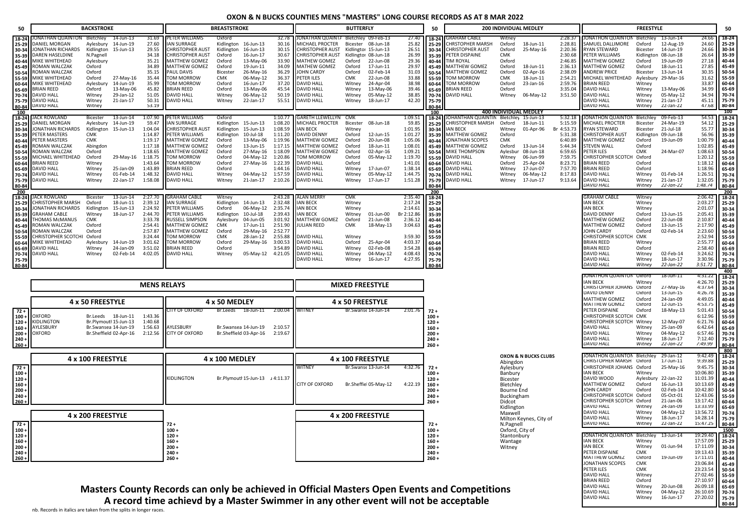# OXON & N BUCKS COUNTIES MENS "MASTERS" LONG COURSE RECORDS AS AT 8 MAR 2022

## 50

| Age | Backstroke | Club | Date | Time | Breaststroke | Club | Date | Time | Butterfly | Club | Date | Time |
|---|---|---|---|---|---|---|---|---|---|---|---|---|
| 18-24 | JONATHAN QUAINTON | Bletchley | 14-Jun-13 | 31.69 | PETER WILLIAMS | Oxford | | 32.78 | JONATHAN QUAINTON | Bletchley | 09-Feb-13 | 27.40 |
| 25-29 | DANIEL MORGAN | Aylesbury | 14-Jun-19 | 27.60 | IAN SURRAGE | Kidlington | 16-Jun-13 | 30.16 | MICHAEL PROCTER | Bicester | 08-Jun-18 | 25.82 |
| 30-34 | JONATHAN RICHARDS | Kidlington | 15-Jun-13 | 29.55 | CHRISTOPHER AUST | Kidlington | 16-Jun-13 | 30.15 | CHRISTOPHER AUST | Kidlington | 15-Jun-13 | 26.51 |
| 35-39 | DAREN HASELDINE | N.Pagnell | | 34.18 | CHRISTOPHER AUST | Oxford | 16-Jun-17 | 30.67 | CHRISTOPHER AUST | Kidlington | 08-Jun-18 | 26.99 |
| 40-44 | MIKE WHITEHEAD | Aylesbury | | 35.21 | MATTHEW GOMEZ | Oxford | 13-May-06 | 33.90 | MATHEW GOMEZ | Oxford | 22-Jun-08 | 29.36 |
| 45-49 | ROMAN WALCZAK | Oxford | | 34.89 | MATTHEW GOMEZ | Oxford | 19-Jun-11 | 34.09 | MATHEW GOMEZ | Oxford | 17-Jun-11 | 29.97 |
| 50-54 | ROMAN WALCZAK | Oxford | | 35.15 | PAUL DAVIS | Bicester | 26-May-16 | 36.29 | JOHN CARDY | Oxford | 02-Feb-14 | 31.03 |
| 55-59 | MIKE WHITEHEAD | Oxford | 27-May-16 | 35.44 | TOM MORROW | CMK | 06-May-12 | 36.37 | PETER ILES | CMK | 22-Jun-08 | 33.88 |
| 60-64 | MIKE WHITEHEAD | Aylesbury | 14-Jun-19 | 35.99 | TOM MORROW | Oxford | 16-Jun-17 | 37.20 | DAVID HALL | Witney | 24-Apr-04 | 38.98 |
| 65-69 | BRIAN REED | Oxford | 13-May-06 | 45.82 | BRIAN REED | Oxford | 13-May-06 | 45.54 | DAVID HALL | Witney | 13-May-06 | 39.46 |
| 70-74 | DAVID HALL | Witney | 29-Jan-12 | 51.05 | DAVID HALL | Witney | 06-May-12 | 50.19 | DAVID HALL | Witney | 05-May-12 | 38.85 |
| 75-79 | DAVID HALL | Witney | 21-Jan-17 | 50.31 | DAVID HALL | Witney | 22-Jan-17 | 55.51 | DAVID HALL | Witney | 18-Jun-17 | 42.20 |
| 80-84 | DAVID HALL | Witney | | 53.19 | | | | | | | | |

| Age | 200 Individual Medley | Club | Date | Time | Freestyle | Club | Date | Time |
|---|---|---|---|---|---|---|---|---|
| 18-24 | GRAHAM CABLE | Witney | | 2:28.37 | JONATHON QUAINTON | Bletchley | 13-Jun-14 | 24.66 |
| 25-29 | CHRSTOPHER MARSH | Oxford | 18-Jun-11 | 2:28.81 | SAMUEL DALLIMORE | Oxford | 12-Aug-19 | 24.60 |
| 30-34 | CHRISTOPHER AUST | Oxford | 25-May-16 | 2:20.36 | RYAN STEWARD | Bicester | 14-Jun-19 | 24.66 |
| 35-39 | PETER DISPAINE | CMK | | 2:30.68 | PETER WILLIAMS | Kidlington | 08-Jun-18 | 26.64 |
| 40-44 | TIM ROYAL | Oxford | | 2:46.85 | MATTHEW GOMEZ | Oxford | 19-Jun-09 | 27.18 |
| 45-49 | MATTHEW GOMEZ | Oxford | 18-Jun-11 | 2:36.13 | MATTHEW GOMEZ | Oxford | 18-Jun-11 | 27.85 |
| 50-54 | MATTHEW GOMEZ | Oxford | 02-Apr-16 | 2:38.09 | ANDREW PRICE | Bicester | 13-Jun-14 | 30.35 |
| 55-59 | TOM MORROW | CMK | 18-Jun-11 | 2:54.21 | MICHAEL WHITEHEAD | Aylesbury | 29-Mar-16 | 31.62 |
| 60-64 | TOM MORROW | Oxford | 23-Jan-16 | 2:59.76 | BRIAN REED | Witney | | 33.87 |
| 65-69 | BRIAN REED | Oxford | | 3:35.04 | DAVID HALL | Witney | 13-May-06 | 34.99 |
| 70-74 | DAVID HALL | Witney | 06-May-12 | 3:51.50 | DAVID HALL | Witney | 05-May-12 | 34.94 |
| 75-79 | | | | | DAVID HALL | Witney | 21-Jan-17 | 45.11 |
| 80-84 | | | | | *DAVID HALL* | *Witney* | *22-Jan-22* | *47.68* |

## 100

| Age | Backstroke | Club | Date | Time | Breaststroke | Club | Date | Time | Butterfly | Club | Date | Time |
|---|---|---|---|---|---|---|---|---|---|---|---|---|
| 18-24 | JACK ROWLAND | Bicester | 13-Jun-14 | 1:07.90 | PETER WILLIAMS | Oxford | | 1:10.77 | GARETH LLEWELLYN | CMK | | 1:09.51 |
| 25-29 | DANIEL MORGAN | Aylesbury | 14-Jun-19 | 59.47 | IAN SURRAGE | Kidlington | 15-Jun-13 | 1:08.20 | MICHAEL PROCTER | Bicester | 08-Jun-18 | 59.85 |
| 30-34 | JONATHAN RICHARDS | Kidlington | 15-Jun-13 | 1:04.04 | CHRISTOPHER AUST | Kidlington | 15-Jun-13 | 1:08.59 | IAN BECK | Witney | | 1:01.95 |
| 35-39 | PETER MASTERS | CMK | | 1:14.87 | PETER WILLIAMS | Kidlington | 10-Jul-18 | 1:11.20 | DAVID DENNY | Oxford | 12-Jun-15 | 1:01.27 |
| 40-44 | PETER MASTERS | CMK | | 1:19.17 | MATTHEW GOMEZ | Oxford | 13-May-06 | 1:19.96 | MATTHEW GOMEZ | Oxford | 20-Jun-08 | 1:05.06 |
| 45-49 | ROMAN WALCZAK | Abingdon | | 1:17.18 | MATTHEW GOMEZ | Oxford | 13-Jun-15 | 1:17.15 | MATTHEW GOMEZ | Oxford | 18-Jun-11 | 1:08.01 |
| 50-54 | ROMAN WALCZAK | Oxford | | 1:18.65 | MATTHEW GOMEZ | Oxford | 27-May-16 | 1:18.09 | MATTHEW GOMEZ | Oxford | 02-Apr-16 | 1:09.21 |
| 55-59 | MICHAEL WHITEHEAD | Oxford | 29-May-16 | 1:18.75 | TOM MORROW | Oxford | 04-May-12 | 1:20.86 | TOM MORROW | Oxford | 05-May-12 | 1:19.70 |
| 60-64 | BRIAN REED | Witney | | 1:43.64 | TOM MORROW | Oxford | 27-May-16 | 1:22.39 | DAVID HALL | Oxford | | 1:41.01 |
| 65-69 | DAVID HALL | Witney | 25-Jan-09 | 1:43.89 | BRIAN REED | Oxford | | 1:44.16 | DAVID HALL | Witney | 17-Jun-07 | 1:38.14 |
| 70-74 | DAVID HALL | Witney | 01-Feb-14 | 1:48.32 | DAVID HALL | Witney | 04-May-12 | 1:57.59 | DAVID HALL | Witney | 05-May-12 | 1:44.75 |
| 75-79 | DAVID HALL | Witney | 22-Jan-17 | 1:58.08 | DAVID HALL | Witney | 21-Jan-17 | 2:10.26 | DAVID HALL | Witney | 17-Jun-17 | 1:51.28 |
| 80-84 | | | | | | | | | | | | |

| Age | 400 Individual Medley | Club | Date | Time | Freestyle | Club | Date | Time |
|---|---|---|---|---|---|---|---|---|
| 18-24 | JOHANTHAN QUAINTIN | Bletchley | 15-Jun-13 | 5:32.18 | JONATHON QUAINTON | Bletchley | 09-Feb-13 | 54.53 |
| 25-29 | CHRISTOPHER MARSH | Oxford | 18-Jun-11 | 5:15.59 | MICHAEL PROCTER | Bicester | 24-Mar-19 | 54.12 |
| 30-34 | IAN BECK | Witney | 01-Apr-96 | Br 4:53.73 | RYAN STEWARD | Bicester | 21-Jul-18 | 55.77 |
| 35-39 | MATTHEW GOMEZ | Oxford | | 5:31.38 | CHRISTOPHER AUST | Kidlington | 09-Jun-18 | 56.96 |
| 40-44 | JONATHAN SCOPES | CMK | | 6:40.89 | MATTHEW GOMEZ | Oxford | 19-Jun-09 | 1:00.79 |
| 45-49 | MATTHEW GOMEZ | Oxford | 13-Jun-14 | 5:44.34 | STEVEN WALL | Oxford | | 1:02.85 |
| 50-54 | MIKE THOMPSON | Aylesbur | 08-Jun-18 | 6:59.65 | PETER ILES | CMK | 24-Mar-07 | 1:08.63 |
| 55-59 | DAVID HALL | Witney | 06-Jun-99 | 7:59.75 | CHRISTOPHER SCOTCH | Oxford | | 1:20.12 |
| 60-64 | DAVID HALL | Oxford | 25-Apr-04 | 8:23.71 | BRIAN REED | Oxford | | 1:18.12 |
| 65-69 | DAVID HALL | Witney | 17-Jun-07 | 7:57.70 | BRIAN REED | Oxford | | 1:18.96 |
| 70-74 | DAVID HALL | Witney | 06-May-12 | 8:17.83 | DAVID HALL | Witney | 01-Feb-14 | 1:26.51 |
| 75-79 | DAVID HALL | Witney | 17-Jun-17 | 9:13.64 | DAVID HALL | Witney | 21-Jan-17 | 1:32.05 |
| 80-84 | | | | | *DAVID HALL* | *Witney* | *22-Jan-22* | *1:48.74* |

## 200

| Age | Backstroke | Club | Date | Time | Breaststroke | Club | Date | Time | Butterfly | Club | Date | Time |
|---|---|---|---|---|---|---|---|---|---|---|---|---|
| 18-24 | JACK ROWLAND | Bicester | 13-Jun-14 | 2:27.70 | GRAHAM CABLE | Witney | | 2:43.28 | ALAN MERRY | CMK | | 2:35.40 |
| 25-29 | CHRISTOPHER MARSH | Oxford | 18-Jun-11 | 2:39.12 | IAN SURRAGE | Kidlington | 14-Jun-13 | 2:32.48 | IAN BECK | Witney | | 2:17.24 |
| 30-34 | JONATHAN RICHARDS | Kidlington | 15-Jun-13 | 2:24.92 | PETER WILLIAMS | Oxford | 06-May-12 | 2:35.74 | IAN BECK | Witney | | 2:14.61 |
| 35-39 | GRAHAM CABLE | Witney | 18-Jun-17 | 2:44.70 | PETER WILLIAMS | Kidlington | 10-Jul-18 | 2:39.43 | IAN BECK | Witney | 01-Jun-00 | Br 2:12.86 |
| 40-44 | THOMAS McMANUS | CMK | | 3:33.78 | RUSSELL SIMPSON | Aylesbury | 04-Jun-05 | 3:01.92 | MATTHEW GOMEZ | Oxford | 21-Jun-08 | 2:36.12 |
| 45-49 | ROMAN WALCZAK | Oxford | | 2:54.41 | MATTHEW GOMEZ | CMK | 17-Jun-11 | 2:51.90 | JULIAN REED | CMK | 18-May-13 | 3:04.63 |
| 50-54 | ROMAN WALCZAK | Oxford | | 2:57.87 | MATTHEW GOMEZ | Oxford | 29-May-16 | 2:52.77 | | | | |
| 55-59 | CHRISTOPHER SCOTCH | Oxford | | 3:24.44 | TOM MORROW | CMK | 28-Jan-12 | 2:55.88 | DAVID HALL | Witney | | 3:59.30 |
| 60-64 | MIKE WHITEHEAD | Aylesbury | 14-Jun-19 | 3:01.62 | TOM MORROW | Oxford | 29-May-16 | 3:00.53 | DAVID HALL | Oxford | 25-Apr-04 | 4:03.37 |
| 65-69 | DAVID HALL | Witney | 24-Jan-09 | 3:51.02 | BRIAN REED | Oxford | | 3:54.89 | DAVID HALL | Witney | 02-Feb-08 | 3:54.28 |
| 70-74 | DAVID HALL | Witney | 02-Feb-14 | 4:02.05 | DAVID HALL | Witney | 05-May-12 | 4:21.05 | DAVID HALL | Witney | 04-May-12 | 4:08.43 |
| 75-79 | | | | | | | | | DAVID HALL | Witney | 16-Jun-17 | 4:27.95 |
| 80-84 | | | | | | | | | | | | |

| Age | Freestyle | Club | Date | Time |
|---|---|---|---|---|
| 18-24 | GRAHAM CABLE | Witney | | 2:06.42 |
| 25-29 | IAN BECK | Witney | | 2:03.27 |
| 30-34 | IAN BECK | Witney | | 2:01.07 |
| 35-39 | DAVID DENNY | Oxford | 13-Jun-15 | 2:05.41 |
| 40-44 | MATTHEW GOMEZ | Oxford | 22-Jun-08 | 2:10.87 |
| 45-49 | MATTHEW GOMEZ | Oxford | 13-Jun-15 | 2:17.90 |
| 50-54 | JOHN CARDY | Oxford | 02-Feb-14 | 2:23.60 |
| 55-59 | CHRISTOPHER SCOTCH | CMK | | 2:52.94 |
| 60-64 | BRIAN REED | Witney | | 2:55.77 |
| 65-69 | BRIAN REED | Oxford | | 2:58.40 |
| 70-74 | DAVID HALL | Witney | 02-Feb-14 | 3:24.62 |
| 75-79 | DAVID HALL | Witney | 18-Jun-17 | 3:30.96 |
| 80-84 | *DAVID HALL* | *Witney* | *22-Jan-22* | *3:51.72* |

## 400 Freestyle

| Age | Name | Club | Date | Time |
|---|---|---|---|---|
| 18-24 | JONATHON QUAINTON | Oxford | 18-Jun-11 | 4:31.22 |
| 25-29 | IAN BECK | Witney | | 4:26.70 |
| 30-34 | CHRISTOPHER JOHANS | Oxford | 27-May-16 | 4:37.64 |
| 35-39 | DAVID DENNY | Oxford | 13-Jun-15 | 4:26.78 |
| 40-44 | MATTHEW GOMEZ | Oxford | 24-Jun-09 | 4:49.05 |
| 45-49 | MATTHEW GOMEZ | Oxford | 12-Jun-15 | 4:53.75 |
| 50-54 | PETER DISPAINE | Oxford | 18-May-13 | 5:01.43 |
| 55-59 | CHRISTOPHER SCOTCH | CMK | | 6:12.96 |
| 60-64 | CHRISTOPHER SCOTCH | Witney | 12-May-07 | 6:21.76 |
| 65-69 | DAVID HALL | Witney | 25-Jan-09 | 6:42.64 |
| 70-74 | DAVID HALL | Witney | 04-May-12 | 6:57.46 |
| 75-79 | DAVID HALL | Witney | 18-Jun-17 | 7:12.40 |
| 80-84 | *DAVID HALL* | *Witney* | *22-Jan-22* | *7:49.99* |

## 800 Freestyle

| Age | Name | Club | Date | Time |
|---|---|---|---|---|
| 18-24 | JONATHON QUAINTON | Bletchley | 29-Jan-12 | 9:42.49 |
| 25-29 | CHRISTOPHER MARSH | Oxford | 17-Jun-11 | 9:39.88 |
| 30-34 | CHRISTOPHER JOHANS | Oxford | 25-May-16 | 9:45.75 |
| 35-39 | IAN BECK | Witney | | 10:06.80 |
| 40-44 | DAVID WOOD | Aylesbury | 22-Jan-22 | 11:01.39 |
| 45-49 | MATTHEW GOMEZ | Oxford | 16-Jun-13 | 10:13.69 |
| 50-54 | JOHN CARDY | Oxford | 02-Feb-14 | 10:42.80 |
| 55-59 | CHRISTOPHER SCOTCH | Oxford | 05-Oct-01 | 12:43.06 |
| 60-64 | CHRISTOPHER SCOTCH | Oxford | 21-Jun-06 | 13:17.42 |
| 65-69 | DAVID HALL | Witney | 24-Jan-09 | 13:33.99 |
| 70-74 | DAVID HALL | Witney | 04-May-12 | 13:56.72 |
| 75-79 | DAVID HALL | Witney | 18-Jun-17 | 14:28.14 |
| 80-84 | DAVID HALL | Witney | 22-Jan-22 | 15:47.25 |

## 1500 Freestyle

| Age | Name | Club | Date | Time |
|---|---|---|---|---|
| 18-24 | JONATHON QUAINTON | Bletchley | 13-Jun-14 | 19:29.40 |
| 25-29 | IAN BECK | Witney | | 17:57.09 |
| 30-34 | IAN BECK | Witney | 01-Jun-94 | 17:11.09 |
| 35-39 | PETER DISPAINE | CMK | | 19:13.43 |
| 40-44 | MATTHEW GOMEZ | Oxford | 19-Jun-09 | 17:11.01 |
| 45-49 | JONATHAN SCOPES | CMK | | 23:06.84 |
| 50-54 | PETER ILES | CMK | | 23:23.54 |
| 55-59 | DAVID HALL | Witney | | 27:02.46 |
| 60-64 | BRIAN REED | Oxford | | 27:10.97 |
| 65-69 | DAVID HALL | Witney | 20-Jun-08 | 26:09.18 |
| 70-74 | DAVID HALL | Witney | 04-May-12 | 26:10.69 |
| 75-79 | DAVID HALL | Witney | 16-Jun-17 | 27:20.02 |
| 80-84 | | | | |

## MENS RELAYS

### 4 x 50 Freestyle / 4 x 50 Medley

| Age | 4 x 50 Freestyle | Venue | Date | Time | 4 x 50 Medley | Venue | Date | Time |
|---|---|---|---|---|---|---|---|---|
| 72+ | | | | | CITY OF OXFORD | Br.Leeds | 18-Jun-11 | 2:00.04 |
| 100+ | OXFORD | Br.Leeds | 18-Jun-11 | 1:43.36 | | | | |
| 120+ | KIDLINGTON | Br.Plymouth | 15-Jun-13 | 1:40.68 | | | | |
| 160+ | AYLESBURY | Br.Swansea | 14-Jun-19 | 1:56.63 | AYLESBURY | Br.Swansea | 14-Jun-19 | 2:10.57 |
| 200+ | OXFORD | Br.Sheffield | 02-Apr-16 | 2:12.56 | CITY OF OXFORD | Br.Sheffield | 03-Apr-16 | 2:19.67 |
| 240+ | | | | | | | | |
| 260+ | | | | | | | | |

### 4 x 100 Freestyle / 4 x 100 Medley

| Age | 4 x 100 Freestyle | 4 x 100 Medley | Venue | Date | Time |
|---|---|---|---|---|---|
| 72+ | | | | | |
| 100+ | | | | | |
| 120+ | | KIDLINGTON | Br.Plymouth | 15-Jun-13 | 4:11.37 |
| 160+ | | | | | |
| 200+ | | | | | |
| 240+ | | | | | |
| 260+ | | | | | |

### 4 x 200 Freestyle

| Age | 4 x 200 Freestyle |
|---|---|
| 72+ | |
| 100+ | |
| 120+ | |
| 160+ | |
| 200+ | |
| 240+ | |
| 260+ | |

## MIXED FREESTYLE

### 4 x 50 Freestyle

| Age | Club | Venue | Date | Time |
|---|---|---|---|---|
| 72+ | WITNEY | Br.Swansea | 14-Jun-14 | 2:01.76 |
| 100+ | | | | |
| 120+ | | | | |
| 160+ | | | | |
| 200+ | | | | |
| 240+ | | | | |
| 260+ | | | | |

### 4 x 100 Freestyle

| Age | Club | Venue | Date | Time |
|---|---|---|---|---|
| 72+ | WITNEY | Br.Swansea | 13-Jun-14 | 4:32.76 |
| 100+ | | | | |
| 120+ | CITY OF OXFORD | Br.Sheffield | 05-May-12 | 4:22.19 |
| 160+ | | | | |
| 200+ | | | | |
| 240+ | | | | |
| 260+ | | | | |

### 4 x 200 Freestyle

| Age | Club |
|---|---|
| 72+ | |
| 100+ | |
| 120+ | |
| 160+ | |
| 200+ | |
| 240+ | |
| 260+ | |

## OXON & N BUCKS CLUBS

- Abingdon
- Aylesbury
- Banbury
- Bicester
- Bletchley
- Bourne End
- Buckingham
- Didcot
- Kidlington
- Maxwell
- Milton Keynes, City of
- N.Pagnell
- Oxford, City of
- Stantonbury
- Wantage
- Witney

**Masters County Records can only be achieved in Official Masters Open Events and Competitions**
**A record time achievd by a Master Swimmer in any other event will not be acceptable**

nb. Records in italics are taken from the splits in longer races.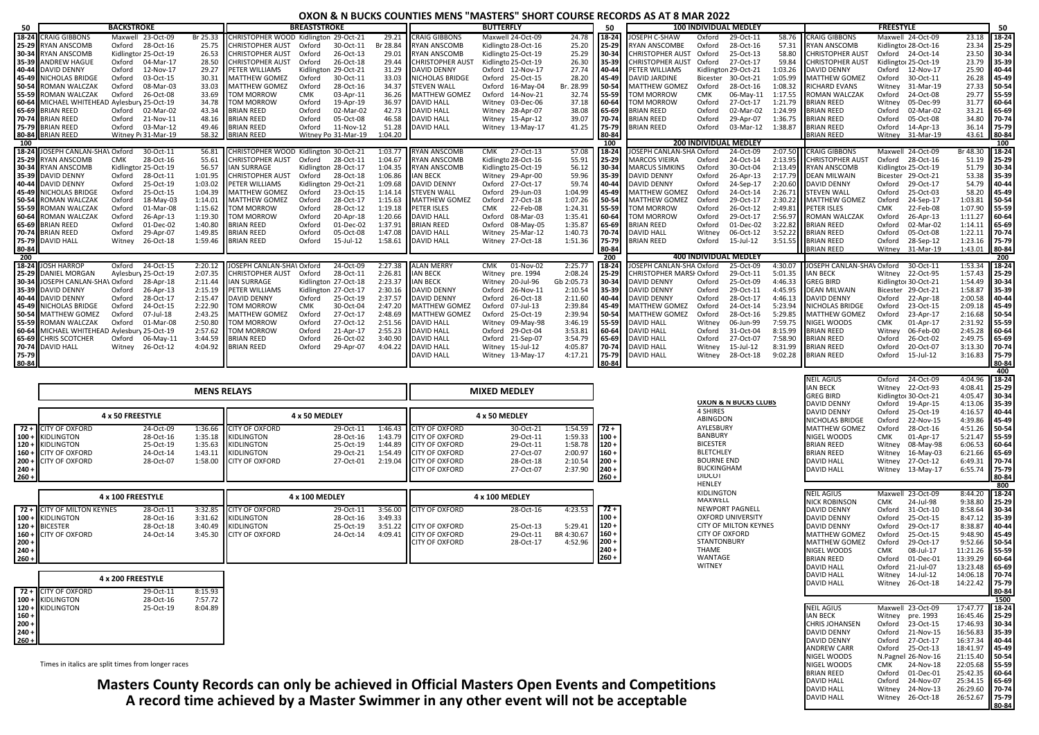# OXON & N BUCKS COUNTIES MENS "MASTERS" SHORT COURSE RECORDS AS AT 8 MAR 2022

## 50

| Age | Backstroke | Club | Date | Time | Breaststroke | Club | Date | Time | Butterfly | Club | Date | Time |
|---|---|---|---|---|---|---|---|---|---|---|---|---|
| 18-24 | CRAIG GIBBONS | Maxwell | 23-Oct-09 | Br 25.33 | CHRISTOPHER WOOD | Kidlington | 29-Oct-21 | 29.21 | CRAIG GIBBONS | Maxwell | 24-Oct-09 | 24.78 |
| 25-29 | RYAN ANSCOMB | Oxford | 28-Oct-16 | 25.75 | CHRISTOPHER AUST | Oxford | 30-Oct-11 | Br 28.84 | RYAN ANSCOMB | Kidlington | 28-Oct-16 | 25.20 |
| 30-34 | RYAN ANSCOMB | Kidlington | 25-Oct-19 | 26.53 | CHRISTOPHER AUST | Oxford | 26-Oct-13 | 29.01 | RYAN ANSCOMB | Kidlington | 25-Oct-19 | 25.29 |
| 35-39 | ANDREW HAGUE | Oxford | 04-Mar-17 | 28.50 | CHRISTOPHER AUST | Oxford | 26-Oct-18 | 29.44 | CHRISTOPHER AUST | Kidlington | 25-Oct-19 | 26.23 |
| 40-44 | DAVID DENNY | Oxford | 12-Nov-17 | 29.27 | PETER WILLIAMS | Kidlington | 29-Oct-21 | 31.29 | DAVID DENNY | Oxford | 12-Nov-17 | 27.74 |
| 45-49 | NICHOLAS BRIDGE | Oxford | 03-Oct-15 | 30.31 | MATTHEW GOMEZ | Oxford | 30-Oct-11 | 33.03 | NICHOLAS BRIDGE | Oxford | 25-Oct-15 | 28.20 |
| 50-54 | ROMAN WALCZAK | Oxford | 08-Mar-03 | 33.03 | MATTHEW GOMEZ | Oxford | 28-Oct-16 | 34.37 | STEVEN WALL | Oxford | 16-May-04 | Br. 28.99 |
| 55-59 | ROMAN WALCZAK | Oxford | 26-Oct-08 | 33.69 | TOM MORROW | CMK | 03-Apr-11 | 36.26 | MATTHEW GOMEZ | Oxford | 14-Nov-21 | 32.74 |
| 60-64 | MICHAEL WHITEHEAD | Aylesbury | 25-Oct-19 | 34.78 | TOM MORROW | Oxford | 19-Apr-19 | 36.97 | DAVID HALL | Witney | 03-Dec-06 | 37.18 |
| 65-69 | BRIAN REED | Oxford | 02-Mar-02 | 43.34 | BRIAN REED | Oxford | 02-Mar-02 | 42.73 | DAVID HALL | Witney | 28-Apr-07 | 38.08 |
| 70-74 | BRIAN REED | Oxford | 21-Nov-11 | 48.16 | BRIAN REED | Oxford | 05-Oct-08 | 46.58 | DAVID HALL | Witney | 15-Apr-12 | 39.07 |
| 75-79 | BRIAN REED | Oxford | 03-Mar-12 | 49.46 | BRIAN REED | Oxford | 11-Nov-12 | 51.28 | DAVID HALL | Witney | 13-May-17 | 41.25 |
| 80-84 | BRIAN REED | Witney | Pr 31-Mar-19 | 58.32 | BRIAN REED | Witney | Pr 31-Mar-19 | 1:04.20 | | | | |

## 100

| Age | Backstroke | Club | Date | Time | Breaststroke | Club | Date | Time | Butterfly | Club | Date | Time |
|---|---|---|---|---|---|---|---|---|---|---|---|---|
| 18-24 | JOSEPH CANLAN-SHAW | Oxford | 30-Oct-11 | 56.81 | CHRISTOPHER WOOD | Kidlington | 30-Oct-21 | 1:03.77 | RYAN ANSCOMB | CMK | 27-Oct-13 | 57.08 |
| 25-29 | RYAN ANSCOMB | CMK | 28-Oct-16 | 55.61 | CHRISTOPHER AUST | Oxford | 28-Oct-11 | 1:04.67 | RYAN ANSCOMB | Kidlington | 28-Oct-16 | 55.91 |
| 30-34 | RYAN ANSCOMB | Kidlington | 25-Oct-19 | 56.57 | IAN SURRAGE | Kidlington | 28-Oct-17 | 1:04.35 | RYAN ANSCOMB | Kidlington | 25-Oct-19 | 56.12 |
| 35-39 | DAVID DENNY | Oxford | 28-Oct-11 | 1:01.95 | CHRISTOPHER AUST | Oxford | 28-Oct-18 | 1:06.86 | IAN BECK | Witney | 29-Apr-00 | 59.96 |
| 40-44 | DAVID DENNY | Oxford | 25-Oct-19 | 1:03.02 | PETER WILLIAMS | Kidlington | 29-Oct-21 | 1:09.68 | DAVID DENNY | Oxford | 27-Oct-17 | 59.74 |
| 45-49 | NICHOLAS BRIDGE | Oxford | 25-Oct-15 | 1:04.39 | MATTHEW GOMEZ | Oxford | 23-Oct-15 | 1:14.14 | STEVEN WALL | Oxford | 29-Jun-03 | 1:04.99 |
| 50-54 | ROMAN WALCZAK | Oxford | 18-May-03 | 1:14.01 | MATTHEW GOMEZ | Oxford | 28-Oct-17 | 1:15.63 | MATTHEW GOMEZ | Oxford | 27-Oct-18 | 1:07.26 |
| 55-59 | ROMAN WALCZAK | Oxford | 01-Mar-08 | 1:15.62 | TOM MORROW | Oxford | 28-Oct-12 | 1:19.18 | PETER ISLES | CMK | 22-Feb-08 | 1:24.31 |
| 60-64 | ROMAN WALCZAK | Oxford | 26-Apr-13 | 1:19.30 | TOM MORROW | Oxford | 20-Apr-18 | 1:20.66 | DAVID HALL | Oxford | 08-Mar-03 | 1:35.41 |
| 65-69 | BRIAN REED | Oxford | 01-Dec-02 | 1:40.80 | BRIAN REED | Oxford | 01-Dec-02 | 1:37.91 | BRIAN REED | Oxford | 08-May-05 | 1:35.87 |
| 70-74 | BRIAN REED | Oxford | 29-Apr-07 | 1:49.85 | BRIAN REED | Oxford | 05-Oct-08 | 1:47.08 | DAVID HALL | Witney | 25-Mar-12 | 1:40.73 |
| 75-79 | DAVID HALL | Witney | 26-Oct-18 | 1:59.46 | BRIAN REED | Oxford | 15-Jul-12 | 1:58.61 | DAVID HALL | Witney | 27-Oct-18 | 1:51.36 |
| 80-84 | | | | | | | | | | | | |

## 200

| Age | Backstroke | Club | Date | Time | Breaststroke | Club | Date | Time | Butterfly | Club | Date | Time |
|---|---|---|---|---|---|---|---|---|---|---|---|---|
| 18-24 | JOSH HARROP | Oxford | 24-Oct-15 | 2:20.12 | JOSEPH CANLAN-SHAW | Oxford | 24-Oct-09 | 2:27.38 | ALAN MERRY | CMK | 01-Nov-02 | 2:25.77 |
| 25-29 | DANIEL MORGAN | Aylesbury | 25-Oct-19 | 2:07.35 | CHRISTOPHER AUST | Oxford | 28-Oct-11 | 2:26.81 | IAN BECK | Witney | pre. 1994 | 2:08.24 |
| 30-34 | JOSEPH CANLAN-SHAW | Oxford | 28-Apr-18 | 2:11.44 | IAN SURRAGE | Kidlington | 27-Oct-18 | 2:23.37 | IAN BECK | Witney | 20-Jul-96 | Gb 2:05.73 |
| 35-39 | DAVID DENNY | Oxford | 26-Apr-13 | 2:15.19 | PETER WILLIAMS | Kidlington | 27-Oct-17 | 2:30.16 | DAVID DENNY | Oxford | 26-Nov-11 | 2:10.54 |
| 40-44 | DAVID DENNY | Oxford | 28-Oct-17 | 2:15.47 | DAVID DENNY | Oxford | 25-Oct-19 | 2:37.57 | DAVID DENNY | Oxford | 26-Oct-18 | 2:11.60 |
| 45-49 | NICHOLAS BRIDGE | Oxford | 24-Oct-15 | 2:22.90 | TOM MORROW | CMK | 30-Oct-04 | 2:47.20 | MATTHEW GOMEZ | Oxford | 07-Jul-13 | 2:39.84 |
| 50-54 | MATTHEW GOMEZ | Oxford | 07-Jul-18 | 2:43.25 | MATTHEW GOMEZ | Oxford | 27-Oct-17 | 2:48.69 | MATTHEW GOMEZ | Oxford | 25-Oct-19 | 2:39.94 |
| 55-59 | ROMAN WALCZAK | Oxford | 01-Mar-08 | 2:50.80 | TOM MORROW | Oxford | 27-Oct-12 | 2:51.56 | DAVID HALL | Witney | 09-May-98 | 3:46.19 |
| 60-64 | MICHAEL WHITEHEAD | Aylesbury | 25-Oct-19 | 2:57.62 | TOM MORROW | Oxford | 21-Apr-17 | 2:55.23 | DAVID HALL | Oxford | 29-Oct-04 | 3:53.81 |
| 65-69 | CHRIS SCOTCHER | Oxford | 06-May-11 | 3:44.59 | BRIAN REED | Oxford | 26-Oct-02 | 3:40.90 | DAVID HALL | Oxford | 21-Sep-07 | 3:54.79 |
| 70-74 | DAVID HALL | Witney | 26-Oct-12 | 4:04.92 | BRIAN REED | Oxford | 29-Apr-07 | 4:04.22 | DAVID HALL | Witney | 15-Jul-12 | 4:05.87 |
| 75-79 | | | | | | | | | DAVID HALL | Witney | 13-May-17 | 4:17.21 |
| 80-84 | | | | | | | | | | | | |

## Individual Medley

| Age | 100 Individual Medley | Club | Date | Time | 200 Individual Medley | Club | Date | Time | 400 Individual Medley | Club | Date | Time |
|---|---|---|---|---|---|---|---|---|---|---|---|---|
| 18-24 | JOSEPH C-SHAW | Oxford | 29-Oct-11 | 58.76 | JOSEPH CANLAN-SHAW | Oxford | 24-Oct-09 | 2:07.50 | JOSEPH CANLAN-SHAW | Oxford | 25-Oct-09 | 4:30.07 |
| 25-29 | RYAN ANSCOMBE | Oxford | 28-Oct-16 | 57.31 | MARCOS VIEIRA | Oxford | 24-Oct-14 | 2:13.95 | CHRISTOPHER MARSH | Oxford | 29-Oct-11 | 5:01.35 |
| 30-34 | CHRISTOPHER AUST | Oxford | 25-Oct-13 | 58.80 | MARCUS SIMKINS | Oxford | 30-Oct-04 | 2:13.49 | DAVID DENNY | Oxford | 25-Oct-09 | 4:46.33 |
| 35-39 | CHRISTOPHER AUST | Oxford | 27-Oct-17 | 59.84 | DAVID DENNY | Oxford | 26-Apr-13 | 2:17.79 | DAVID DENNY | Oxford | 29-Oct-11 | 4:45.95 |
| 40-44 | PETER WILLIAMS | Kidlington | 29-Oct-21 | 1:03.26 | DAVID DENNY | Oxford | 24-Sep-17 | 2:20.60 | DAVID DENNY | Oxford | 28-Oct-17 | 4:46.13 |
| 45-49 | DAVID JARDINE | Bicester | 30-Oct-21 | 1:05.99 | MATTHEW GOMEZ | Oxford | 24-Oct-14 | 2:26.71 | MATTHEW GOMEZ | Oxford | 24-Oct-14 | 5:23.94 |
| 50-54 | MATTHEW GOMEZ | Oxford | 28-Oct-16 | 1:08.32 | MATTHEW GOMEZ | Oxford | 29-Oct-17 | 2:30.22 | MATTHEW GOMEZ | Oxford | 28-Oct-16 | 5:29.85 |
| 55-59 | TOM MORROW | CMK | 06-May-11 | 1:17.55 | TOM MORROW | Oxford | 26-Oct-12 | 2:49.81 | DAVID HALL | Witney | 06-Jun-99 | 7:59.75 |
| 60-64 | TOM MORROW | Oxford | 27-Oct-17 | 1:21.79 | TOM MORROW | Oxford | 29-Oct-17 | 2:56.97 | DAVID HALL | Oxford | 31-Oct-04 | 8:15.99 |
| 65-69 | BRIAN REED | Oxford | 02-Mar-02 | 1:24.99 | BRIAN REED | Oxford | 01-Dec-02 | 3:22.82 | DAVID HALL | Oxford | 27-Oct-07 | 7:58.90 |
| 70-74 | BRIAN REED | Oxford | 29-Apr-07 | 1:36.75 | DAVID HALL | Witney | 06-Oct-12 | 3:52.22 | DAVID HALL | Witney | 15-Jul-12 | 8:31.99 |
| 75-79 | BRIAN REED | Oxford | 03-Mar-12 | 1:38.87 | BRIAN REED | Oxford | 15-Jul-12 | 3:51.55 | DAVID HALL | Witney | 28-Oct-18 | 9:02.28 |
| 80-84 | | | | | | | | | | | | |

## Freestyle

### 50

| Age | Name | Club | Date | Time |
|---|---|---|---|---|
| 18-24 | CRAIG GIBBONS | Maxwell | 24-Oct-09 | 23.18 |
| 25-29 | RYAN ANSCOMB | Kidlington | 28-Oct-16 | 23.34 |
| 30-34 | CHRISTOPHER AUST | Oxford | 24-Oct-14 | 23.50 |
| 35-39 | CHRISTOPHER AUST | Kidlington | 25-Oct-19 | 23.79 |
| 40-44 | DAVID DENNY | Oxford | 12-Nov-17 | 25.90 |
| 45-49 | MATTHEW GOMEZ | Oxford | 30-Oct-11 | 26.28 |
| 50-54 | RICHARD EVANS | Witney | 31-Mar-19 | 27.33 |
| 55-59 | ROMAN WALCZAK | Oxford | 24-Oct-08 | 29.77 |
| 60-64 | BRIAN REED | Witney | 05-Dec-99 | 31.77 |
| 65-69 | BRIAN REED | Oxford | 02-Mar-02 | 33.21 |
| 70-74 | BRIAN REED | Oxford | 05-Oct-08 | 34.80 |
| 75-79 | BRIAN REED | Oxford | 14-Apr-13 | 36.14 |
| 80-84 | BRIAN REED | Witney | 31-Mar-19 | 43.61 |

### 100

| Age | Name | Club | Date | Time |
|---|---|---|---|---|
| 18-24 | CRAIG GIBBONS | Maxwell | 24-Oct-09 | Br 48.30 |
| 25-29 | CHRISTOPHER AUST | Oxford | 28-Oct-16 | 51.19 |
| 30-34 | RYAN ANSCOMB | Kidlington | 25-Oct-19 | 51.79 |
| 35-39 | DEAN MILWAIN | Bicester | 29-Oct-21 | 53.38 |
| 40-44 | DAVID DENNY | Oxford | 29-Oct-17 | 54.79 |
| 45-49 | STEVEN WALL | Oxford | 25-Oct-03 | 58.20 |
| 50-54 | MATTHEW GOMEZ | Oxford | 24-Sep-17 | 1:03.81 |
| 55-59 | PETER ISLES | CMK | 22-Feb-08 | 1:07.90 |
| 60-64 | ROMAN WALCZAK | Oxford | 26-Apr-13 | 1:11.27 |
| 65-69 | BRIAN REED | Oxford | 02-Mar-02 | 1:14.11 |
| 70-74 | BRIAN REED | Oxford | 05-Oct-08 | 1:22.11 |
| 75-79 | BRIAN REED | Oxford | 28-Sep-12 | 1:23.16 |
| 80-84 | BRIAN REED | Witney | 31-Mar-19 | 1:43.01 |

### 200

| Age | Name | Club | Date | Time |
|---|---|---|---|---|
| 18-24 | JOSEPH CANLAN-SHAW | Oxford | 30-Oct-11 | 1:53.34 |
| 25-29 | IAN BECK | Witney | 22-Oct-95 | 1:57.43 |
| 30-34 | GREG BIRD | Kidlington | 30-Oct-21 | 1:54.49 |
| 35-39 | DEAN MILWAIN | Bicester | 29-Oct-21 | 1:58.87 |
| 40-44 | DAVID DENNY | Oxford | 22-Apr-18 | 2:00.58 |
| 45-49 | NICHOLAS BRIDGE | Oxford | 23-Oct-15 | 2:09.18 |
| 50-54 | MATTHEW GOMEZ | Oxford | 23-Apr-17 | 2:16.68 |
| 55-59 | NIGEL WOODS | CMK | 01-Apr-17 | 2:31.92 |
| 60-64 | BRIAN REED | Witney | 06-Feb-00 | 2:45.28 |
| 65-69 | BRIAN REED | Oxford | 26-Oct-02 | 2:49.75 |
| 70-74 | BRIAN REED | Oxford | 20-Oct-07 | 3:13.30 |
| 75-79 | BRIAN REED | Oxford | 15-Jul-12 | 3:16.83 |
| 80-84 | | | | |

### 400

| Age | Name | Club | Date | Time |
|---|---|---|---|---|
| 18-24 | NEIL AGIUS | Oxford | 24-Oct-09 | 4:04.96 |
| 25-29 | IAN BECK | Witney | 22-Oct-93 | 4:08.41 |
| 30-34 | GREG BIRD | Kidlington | 30-Oct-21 | 4:05.47 |
| 35-39 | DAVID DENNY | Oxford | 19-Apr-15 | 4:13.06 |
| 40-44 | DAVID DENNY | Oxford | 25-Oct-19 | 4:16.57 |
| 45-49 | NICHOLAS BRIDGE | Oxford | 22-Nov-15 | 4:39.86 |
| 50-54 | MATTHEW GOMEZ | Oxford | 28-Oct-16 | 4:51.26 |
| 55-59 | NIGEL WOODS | CMK | 01-Apr-17 | 5:21.47 |
| 60-64 | BRIAN REED | Witney | 08-May-98 | 6:06.53 |
| 65-69 | BRIAN REED | Witney | 16-May-03 | 6:21.66 |
| 70-74 | DAVID HALL | Witney | 27-Oct-12 | 6:49.31 |
| 75-79 | DAVID HALL | Witney | 13-May-17 | 6:55.74 |
| 80-84 | | | | |

### 800

| Age | Name | Club | Date | Time |
|---|---|---|---|---|
| 18-24 | NEIL AGIUS | Maxwell | 23-Oct-09 | 8:44.20 |
| 25-29 | NICK ROBINSON | CMK | 24-Jul-98 | 9:38.80 |
| 30-34 | DAVID DENNY | Oxford | 31-Oct-10 | 8:58.64 |
| 35-39 | DAVID DENNY | Oxford | 25-Oct-15 | 8:47.12 |
| 40-44 | DAVID DENNY | Oxford | 29-Oct-17 | 8:38.87 |
| 45-49 | MATTHEW GOMEZ | Oxford | 25-Oct-15 | 9:48.90 |
| 50-54 | MATTHEW GOMEZ | Oxford | 29-Oct-17 | 9:52.66 |
| 55-59 | NIGEL WOODS | CMK | 08-Jul-17 | 11:21.26 |
| 60-64 | BRIAN REED | Oxford | 01-Dec-01 | 13:39.29 |
| 65-69 | DAVID HALL | Oxford | 21-Jul-07 | 13:23.48 |
| 70-74 | DAVID HALL | Witney | 14-Jul-12 | 14:06.18 |
| 75-79 | DAVID HALL | Witney | 26-Oct-18 | 14:22.42 |
| 80-84 | | | | |

### 1500

| Age | Name | Club | Date | Time |
|---|---|---|---|---|
| 18-24 | NEIL AGIUS | Maxwell | 23-Oct-09 | 17:47.77 |
| 25-29 | IAN BECK | Witney | pre. 1993 | 16:45.46 |
| 30-34 | CHRIS JOHANSEN | Oxford | 23-Oct-15 | 17:46.93 |
| 35-39 | DAVID DENNY | Oxford | 21-Nov-15 | 16:56.83 |
| 40-44 | DAVID DENNY | Oxford | 27-Oct-17 | 16:37.34 |
| 45-49 | ANDREW CARR | Oxford | 25-Oct-13 | 18:41.97 |
| 50-54 | NIGEL WOODS | N.Pagnel | 26-Nov-16 | 21:15.40 |
| 55-59 | NIGEL WOODS | CMK | 24-Nov-18 | 22:05.68 |
| 60-64 | BRIAN REED | Oxford | 01-Dec-01 | 25:42.35 |
| 65-69 | DAVID HALL | Oxford | 24-Nov-07 | 25:34.15 |
| 70-74 | DAVID HALL | Witney | 24-Nov-13 | 26:29.60 |
| 75-79 | DAVID HALL | Witney | 26-Oct-18 | 26:52.67 |
| 80-84 | | | | |

## MENS RELAYS

| Age | 4 x 50 Freestyle | Date | Time | 4 x 50 Medley | Date | Time |
|---|---|---|---|---|---|---|
| 72 + | CITY OF OXFORD | 24-Oct-09 | 1:36.66 | CITY OF OXFORD | 29-Oct-11 | 1:46.43 |
| 100 + | KIDLINGTON | 28-Oct-16 | 1:35.18 | KIDLINGTON | 28-Oct-16 | 1:43.79 |
| 120 + | KIDLINGTON | 25-Oct-19 | 1:35.63 | KIDLINGTON | 25-Oct-19 | 1:44.89 |
| 160 + | CITY OF OXFORD | 24-Oct-14 | 1:43.11 | KIDLINGTON | 29-Oct-21 | 1:54.49 |
| 200 + | CITY OF OXFORD | 28-Oct-07 | 1:58.00 | CITY OF OXFORD | 27-Oct-01 | 2:19.04 |
| 240 + | | | | | | |
| 260 + | | | | | | |

| Age | 4 x 100 Freestyle | Date | Time | 4 x 100 Medley | Date | Time |
|---|---|---|---|---|---|---|
| 72 + | CITY OF MILTON KEYNES | 28-Oct-11 | 3:32.85 | CITY OF OXFORD | 29-Oct-11 | 3:56.00 |
| 100 + | KIDLINGTON | 28-Oct-16 | 3:31.62 | KIDLINGTON | 28-Oct-16 | 3:49.33 |
| 120 + | BICESTER | 28-Oct-18 | 3:40.49 | KIDLINGTON | 25-Oct-19 | 3:51.22 |
| 160 + | CITY OF OXFORD | 24-Oct-14 | 3:45.30 | CITY OF OXFORD | 24-Oct-14 | 4:09.41 |
| 200 + | | | | | | |
| 240 + | | | | | | |
| 260 + | | | | | | |

| Age | 4 x 200 Freestyle | Date | Time |
|---|---|---|---|
| 72 + | CITY OF OXFORD | 29-Oct-11 | 8:15.93 |
| 100 + | KIDLINGTON | 28-Oct-16 | 7:57.72 |
| 120 + | KIDLINGTON | 25-Oct-19 | 8:04.89 |
| 160 + | | | |
| 200 + | | | |
| 240 + | | | |
| 260 + | | | |

## MIXED MEDLEY

| Age | 4 x 50 Medley | Date | Time |
|---|---|---|---|
| 72 + | CITY OF OXFORD | 30-Oct-21 | 1:54.59 |
| 100 + | CITY OF OXFORD | 29-Oct-11 | 1:59.33 |
| 120 + | CITY OF OXFORD | 29-Oct-11 | 1:58.78 |
| 160 + | CITY OF OXFORD | 27-Oct-07 | 2:00.97 |
| 200 + | CITY OF OXFORD | 28-Oct-18 | 2:10.54 |
| 240 + | CITY OF OXFORD | 27-Oct-07 | 2:37.90 |
| 260 + | | | |

| Age | 4 x 100 Medley | Date | Time |
|---|---|---|---|
| 72 + | CITY OF OXFORD | 28-Oct-16 | 4:23.53 |
| 100 + | | | |
| 120 + | CITY OF OXFORD | 25-Oct-13 | 5:29.41 |
| 160 + | CITY OF OXFORD | 29-Oct-11 | BR 4:30.67 |
| 200 + | CITY OF OXFORD | 28-Oct-17 | 4:52.96 |
| 240 + | | | |
| 260 + | | | |

## OXON & N BUCKS CLUBS

4 SHIRES
ABINGDON
AYLESBURY
BANBURY
BICESTER
BLETCHLEY
BOURNE END
BUCKINGHAM
DIDCOT
HENLEY
KIDLINGTON
MAXWELL
NEWPORT PAGNELL
OXFORD UNIVERSITY
CITY OF MILTON KEYNES
CITY OF OXFORD
STANTONBURY
THAME
WANTAGE
WITNEY

*Times in italics are split times from longer races*

**Masters County Records can only be achieved in Official Masters Open Events and Competitions**
**A record time achieved by a Master Swimmer in any other event will not be acceptable**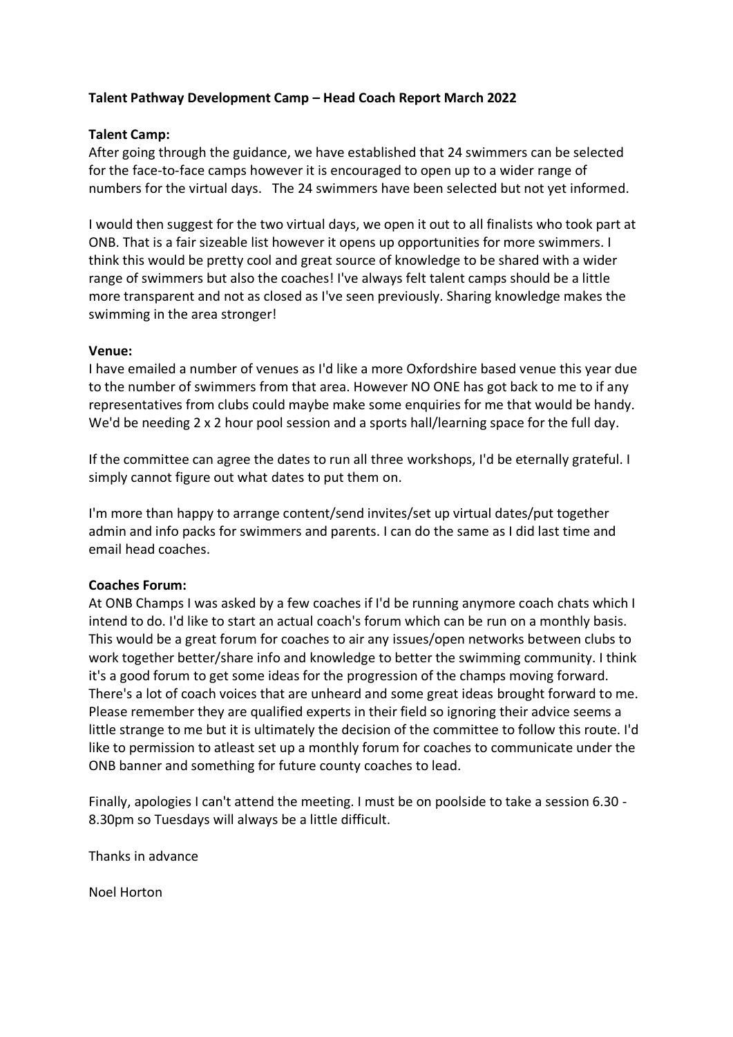**Talent Pathway Development Camp – Head Coach Report March 2022**

**Talent Camp:**
After going through the guidance, we have established that 24 swimmers can be selected for the face-to-face camps however it is encouraged to open up to a wider range of numbers for the virtual days. The 24 swimmers have been selected but not yet informed.

I would then suggest for the two virtual days, we open it out to all finalists who took part at ONB. That is a fair sizeable list however it opens up opportunities for more swimmers. I think this would be pretty cool and great source of knowledge to be shared with a wider range of swimmers but also the coaches! I've always felt talent camps should be a little more transparent and not as closed as I've seen previously. Sharing knowledge makes the swimming in the area stronger!

**Venue:**
I have emailed a number of venues as I'd like a more Oxfordshire based venue this year due to the number of swimmers from that area. However NO ONE has got back to me to if any representatives from clubs could maybe make some enquiries for me that would be handy. We'd be needing 2 x 2 hour pool session and a sports hall/learning space for the full day.

If the committee can agree the dates to run all three workshops, I'd be eternally grateful. I simply cannot figure out what dates to put them on.

I'm more than happy to arrange content/send invites/set up virtual dates/put together admin and info packs for swimmers and parents. I can do the same as I did last time and email head coaches.

**Coaches Forum:**
At ONB Champs I was asked by a few coaches if I'd be running anymore coach chats which I intend to do. I'd like to start an actual coach's forum which can be run on a monthly basis. This would be a great forum for coaches to air any issues/open networks between clubs to work together better/share info and knowledge to better the swimming community. I think it's a good forum to get some ideas for the progression of the champs moving forward. There's a lot of coach voices that are unheard and some great ideas brought forward to me. Please remember they are qualified experts in their field so ignoring their advice seems a little strange to me but it is ultimately the decision of the committee to follow this route. I'd like to permission to atleast set up a monthly forum for coaches to communicate under the ONB banner and something for future county coaches to lead.

Finally, apologies I can't attend the meeting. I must be on poolside to take a session 6.30 - 8.30pm so Tuesdays will always be a little difficult.

Thanks in advance

Noel Horton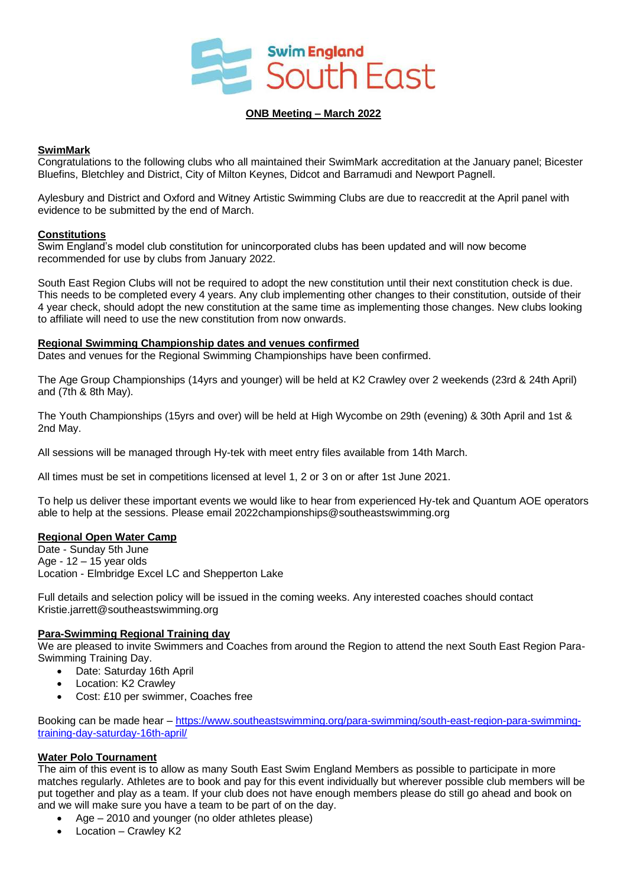Swim England South East

**ONB Meeting – March 2022**

**SwimMark**

Congratulations to the following clubs who all maintained their SwimMark accreditation at the January panel; Bicester Bluefins, Bletchley and District, City of Milton Keynes, Didcot and Barramudi and Newport Pagnell.

Aylesbury and District and Oxford and Witney Artistic Swimming Clubs are due to reaccredit at the April panel with evidence to be submitted by the end of March.

**Constitutions**

Swim England's model club constitution for unincorporated clubs has been updated and will now become recommended for use by clubs from January 2022.

South East Region Clubs will not be required to adopt the new constitution until their next constitution check is due. This needs to be completed every 4 years. Any club implementing other changes to their constitution, outside of their 4 year check, should adopt the new constitution at the same time as implementing those changes. New clubs looking to affiliate will need to use the new constitution from now onwards.

**Regional Swimming Championship dates and venues confirmed**

Dates and venues for the Regional Swimming Championships have been confirmed.

The Age Group Championships (14yrs and younger) will be held at K2 Crawley over 2 weekends (23rd & 24th April) and (7th & 8th May).

The Youth Championships (15yrs and over) will be held at High Wycombe on 29th (evening) & 30th April and 1st & 2nd May.

All sessions will be managed through Hy-tek with meet entry files available from 14th March.

All times must be set in competitions licensed at level 1, 2 or 3 on or after 1st June 2021.

To help us deliver these important events we would like to hear from experienced Hy-tek and Quantum AOE operators able to help at the sessions. Please email 2022championships@southeastswimming.org

**Regional Open Water Camp**

Date - Sunday 5th June
Age - 12 – 15 year olds
Location - Elmbridge Excel LC and Shepperton Lake

Full details and selection policy will be issued in the coming weeks. Any interested coaches should contact Kristie.jarrett@southeastswimming.org

**Para-Swimming Regional Training day**

We are pleased to invite Swimmers and Coaches from around the Region to attend the next South East Region Para-Swimming Training Day.

- Date: Saturday 16th April
- Location: K2 Crawley
- Cost: £10 per swimmer, Coaches free

Booking can be made hear – https://www.southeastswimming.org/para-swimming/south-east-region-para-swimming-training-day-saturday-16th-april/

**Water Polo Tournament**

The aim of this event is to allow as many South East Swim England Members as possible to participate in more matches regularly. Athletes are to book and pay for this event individually but wherever possible club members will be put together and play as a team. If your club does not have enough members please do still go ahead and book on and we will make sure you have a team to be part of on the day.

- Age – 2010 and younger (no older athletes please)
- Location – Crawley K2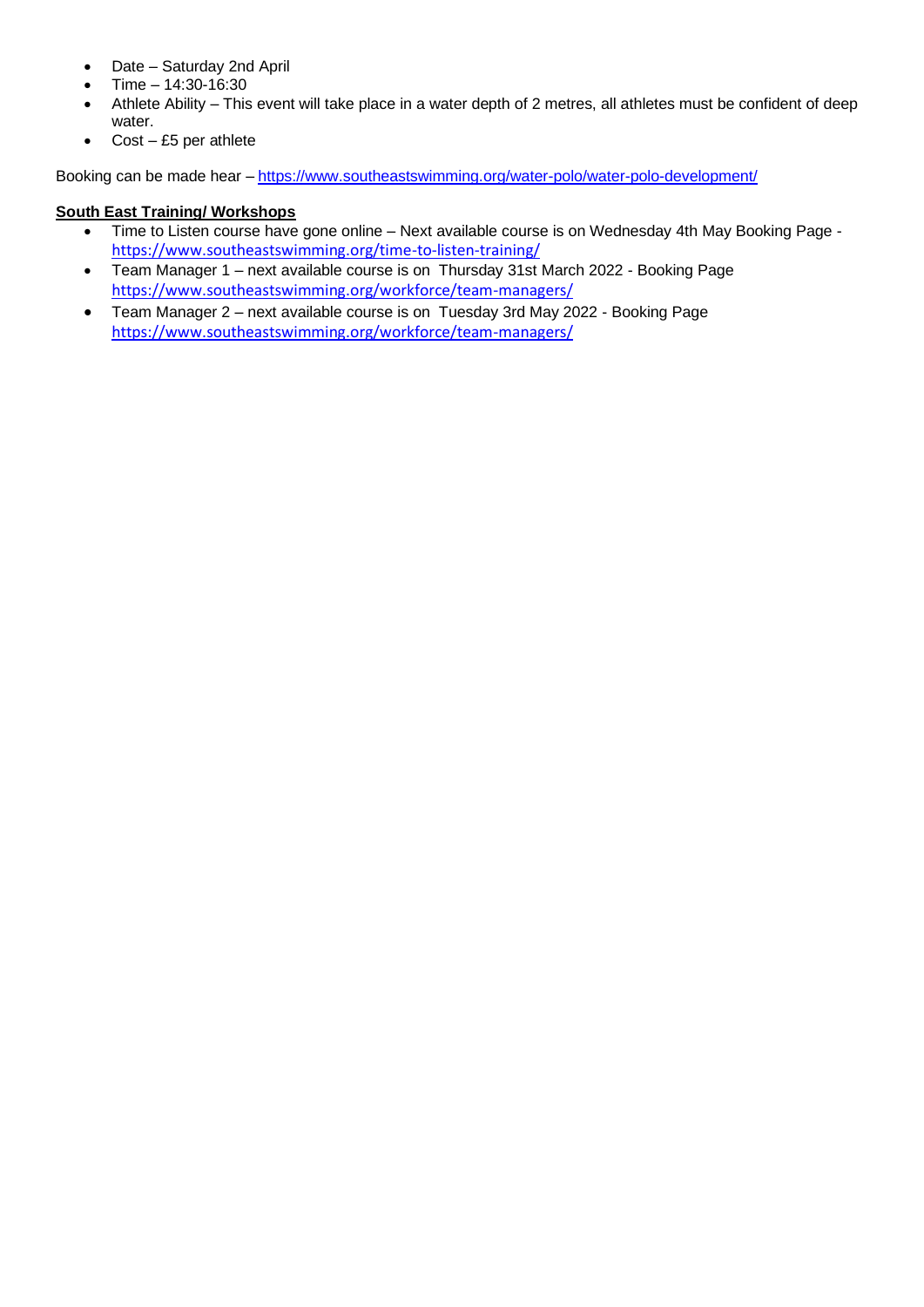- Date – Saturday 2nd April
- Time – 14:30-16:30
- Athlete Ability – This event will take place in a water depth of 2 metres, all athletes must be confident of deep water.
- Cost – £5 per athlete

Booking can be made hear – https://www.southeastswimming.org/water-polo/water-polo-development/

**South East Training/ Workshops**

- Time to Listen course have gone online – Next available course is on Wednesday 4th May Booking Page - https://www.southeastswimming.org/time-to-listen-training/
- Team Manager 1 – next available course is on Thursday 31st March 2022 - Booking Page https://www.southeastswimming.org/workforce/team-managers/
- Team Manager 2 – next available course is on Tuesday 3rd May 2022 - Booking Page https://www.southeastswimming.org/workforce/team-managers/